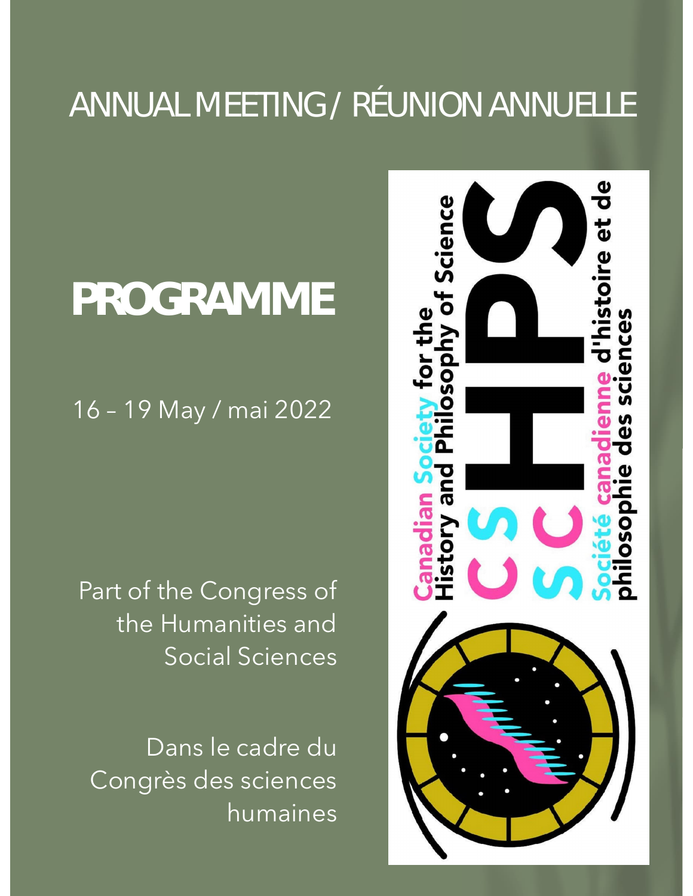# ANNUAL MEETING / RÉUNION ANNUELLE

# PROGRAMME

16 – 19 May / mai 2022

Part of the Congress of the Humanities and Social Sciences

Dans le cadre du Congrès des sciences humaines

Canadian Society for the History and Philosophy of Science

CSHPS / SCHPS

Société canadienne d'histoire et de philosophie des sciences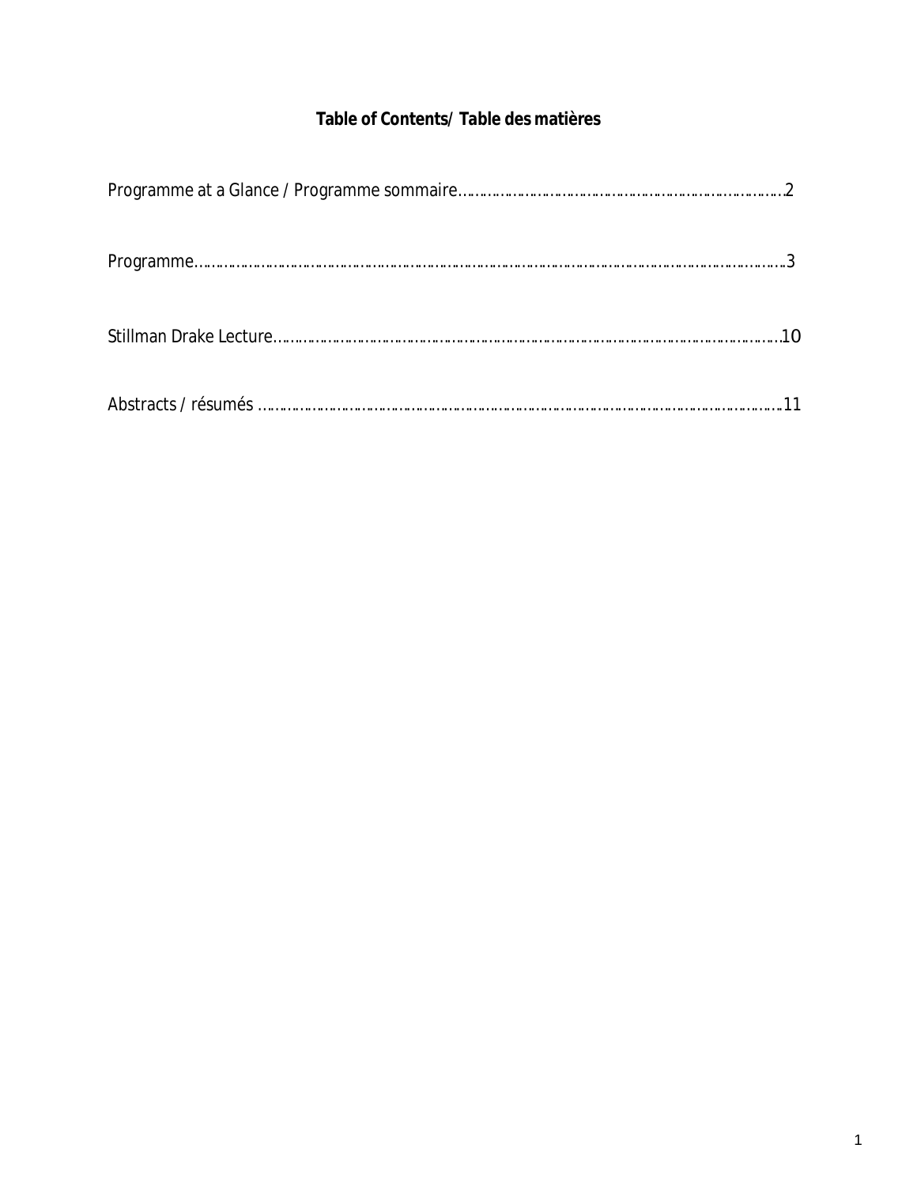# Table of Contents/ Table des matières

Programme at a Glance / Programme sommaire……………………………………………………………………2

Programme……………………………………………………………………………………………………………………3

Stillman Drake Lecture………………………………………………………………………………………………10

Abstracts / résumés ………………………………………………………………………………………………………11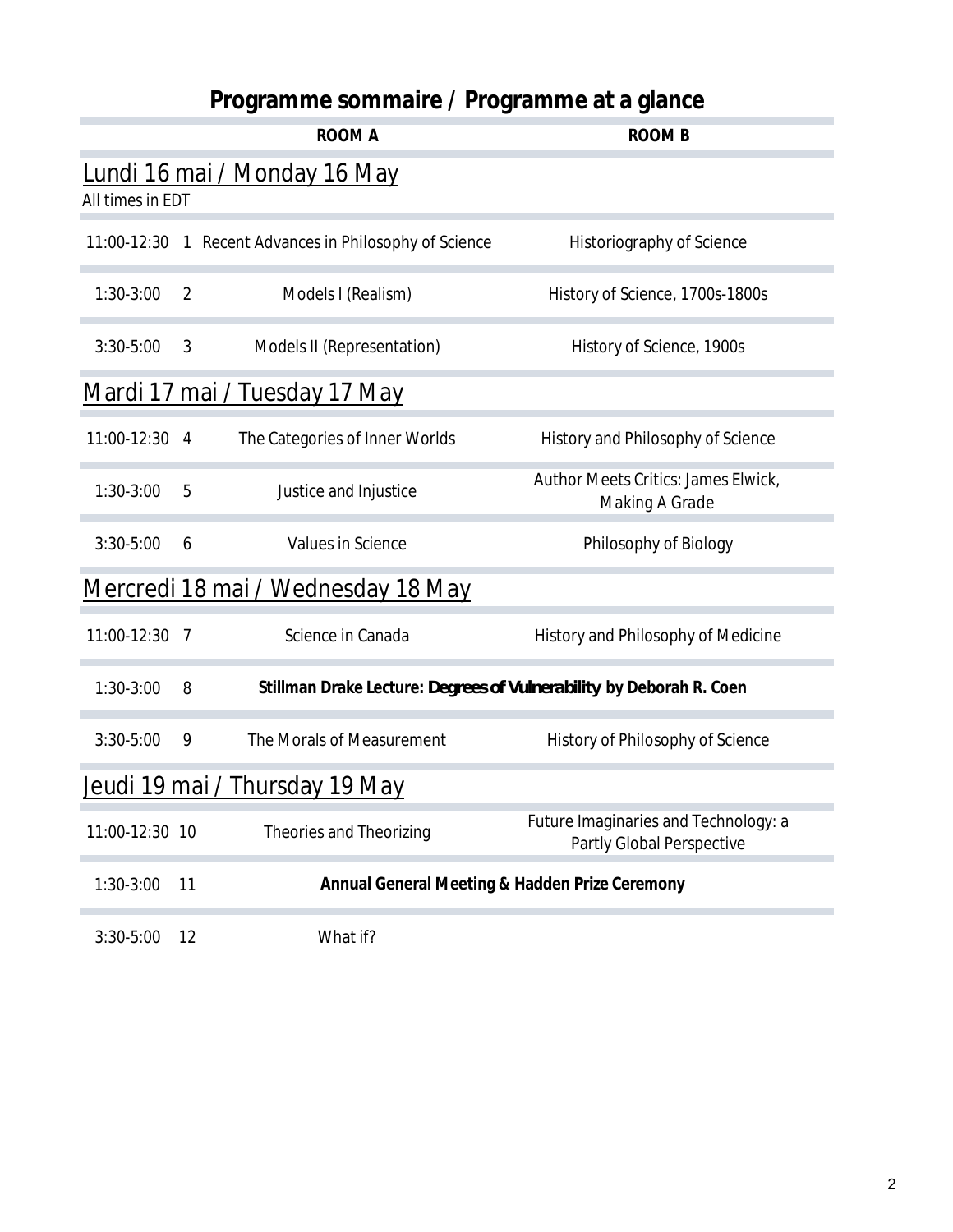# Programme sommaire / Programme at a glance

| | | ROOM A | ROOM B |
|---|---|---|---|
| **Lundi 16 mai / Monday 16 May** | | | |
| All times in EDT | | | |
| 11:00-12:30 | 1 | Recent Advances in Philosophy of Science | Historiography of Science |
| 1:30-3:00 | 2 | Models I (Realism) | History of Science, 1700s-1800s |
| 3:30-5:00 | 3 | Models II (Representation) | History of Science, 1900s |
| **Mardi 17 mai / Tuesday 17 May** | | | |
| 11:00-12:30 | 4 | The Categories of Inner Worlds | History and Philosophy of Science |
| 1:30-3:00 | 5 | Justice and Injustice | Author Meets Critics: James Elwick, Making A Grade |
| 3:30-5:00 | 6 | Values in Science | Philosophy of Biology |
| **Mercredi 18 mai / Wednesday 18 May** | | | |
| 11:00-12:30 | 7 | Science in Canada | History and Philosophy of Medicine |
| 1:30-3:00 | 8 | **Stillman Drake Lecture: *Degrees of Vulnerability* by Deborah R. Coen** | |
| 3:30-5:00 | 9 | The Morals of Measurement | History of Philosophy of Science |
| **Jeudi 19 mai / Thursday 19 May** | | | |
| 11:00-12:30 | 10 | Theories and Theorizing | Future Imaginaries and Technology: a Partly Global Perspective |
| 1:30-3:00 | 11 | **Annual General Meeting & Hadden Prize Ceremony** | |
| 3:30-5:00 | 12 | What if? | |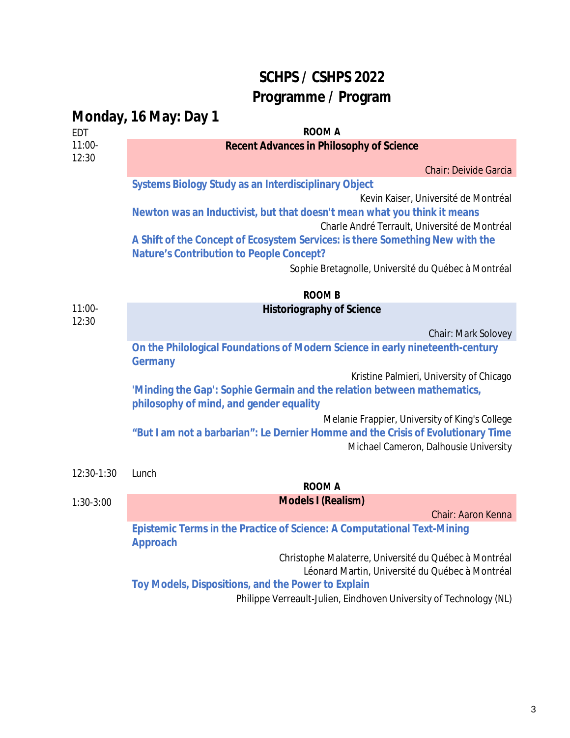# SCHPS / CSHPS 2022
# Programme / Program

## Monday, 16 May: Day 1

EDT

**ROOM A**

11:00-12:30

**Recent Advances in Philosophy of Science**

Chair: Deivide Garcia

**Systems Biology Study as an Interdisciplinary Object**

Kevin Kaiser, Université de Montréal

**Newton was an Inductivist, but that doesn't mean what you think it means**

Charle André Terrault, Université de Montréal

**A Shift of the Concept of Ecosystem Services: is there Something New with the Nature's Contribution to People Concept?**

Sophie Bretagnolle, Université du Québec à Montréal

**ROOM B**

11:00-12:30

**Historiography of Science**

Chair: Mark Solovey

**On the Philological Foundations of Modern Science in early nineteenth-century Germany**

Kristine Palmieri, University of Chicago

**'Minding the Gap': Sophie Germain and the relation between mathematics, philosophy of mind, and gender equality**

Melanie Frappier, University of King's College

**"But I am not a barbarian": Le Dernier Homme and the Crisis of Evolutionary Time**

Michael Cameron, Dalhousie University

12:30-1:30 Lunch

**ROOM A**

1:30-3:00

**Models I (Realism)**

Chair: Aaron Kenna

**Epistemic Terms in the Practice of Science: A Computational Text-Mining Approach**

Christophe Malaterre, Université du Québec à Montréal
Léonard Martin, Université du Québec à Montréal

**Toy Models, Dispositions, and the Power to Explain**

Philippe Verreault-Julien, Eindhoven University of Technology (NL)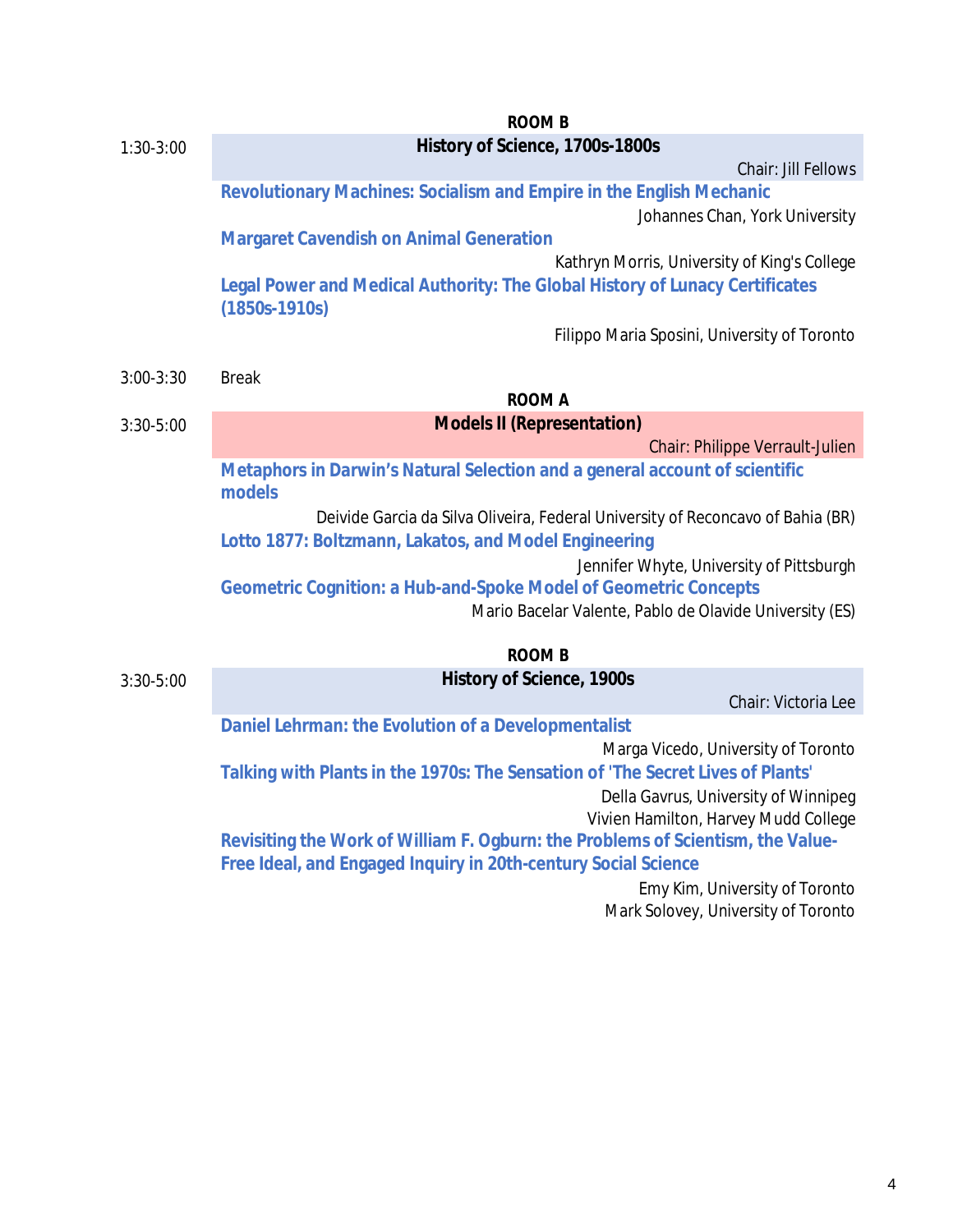**ROOM B**

1:30-3:00

### History of Science, 1700s-1800s

Chair: Jill Fellows

**Revolutionary Machines: Socialism and Empire in the English Mechanic**

Johannes Chan, York University

**Margaret Cavendish on Animal Generation**

Kathryn Morris, University of King's College

**Legal Power and Medical Authority: The Global History of Lunacy Certificates (1850s-1910s)**

Filippo Maria Sposini, University of Toronto

3:00-3:30 Break

**ROOM A**

3:30-5:00

### Models II (Representation)

Chair: Philippe Verrault-Julien

**Metaphors in Darwin's Natural Selection and a general account of scientific models**

Deivide Garcia da Silva Oliveira, Federal University of Reconcavo of Bahia (BR)

**Lotto 1877: Boltzmann, Lakatos, and Model Engineering**

Jennifer Whyte, University of Pittsburgh

**Geometric Cognition: a Hub-and-Spoke Model of Geometric Concepts**

Mario Bacelar Valente, Pablo de Olavide University (ES)

**ROOM B**

3:30-5:00

### History of Science, 1900s

Chair: Victoria Lee

**Daniel Lehrman: the Evolution of a Developmentalist**

Marga Vicedo, University of Toronto

**Talking with Plants in the 1970s: The Sensation of 'The Secret Lives of Plants'**

Della Gavrus, University of Winnipeg
Vivien Hamilton, Harvey Mudd College

**Revisiting the Work of William F. Ogburn: the Problems of Scientism, the Value-Free Ideal, and Engaged Inquiry in 20th-century Social Science**

Emy Kim, University of Toronto
Mark Solovey, University of Toronto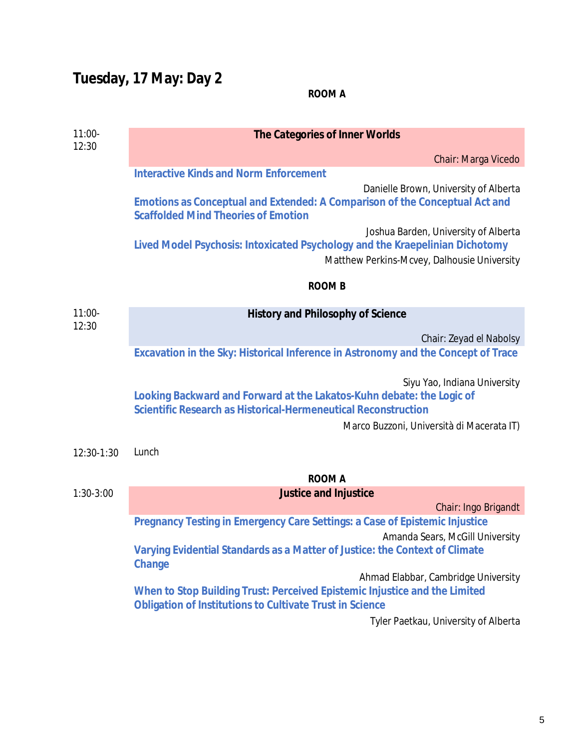## Tuesday, 17 May: Day 2

**ROOM A**

**11:00-12:30**

**The Categories of Inner Worlds**

Chair: Marga Vicedo

**Interactive Kinds and Norm Enforcement**

Danielle Brown, University of Alberta

**Emotions as Conceptual and Extended: A Comparison of the Conceptual Act and Scaffolded Mind Theories of Emotion**

Joshua Barden, University of Alberta

**Lived Model Psychosis: Intoxicated Psychology and the Kraepelinian Dichotomy**

Matthew Perkins-Mcvey, Dalhousie University

**ROOM B**

**11:00-12:30**

**History and Philosophy of Science**

Chair: Zeyad el Nabolsy

**Excavation in the Sky: Historical Inference in Astronomy and the Concept of Trace**

Siyu Yao, Indiana University

**Looking Backward and Forward at the Lakatos-Kuhn debate: the Logic of Scientific Research as Historical-Hermeneutical Reconstruction**

Marco Buzzoni, Università di Macerata IT)

**12:30-1:30** Lunch

**ROOM A**

**1:30-3:00**

**Justice and Injustice**

Chair: Ingo Brigandt

**Pregnancy Testing in Emergency Care Settings: a Case of Epistemic Injustice**

Amanda Sears, McGill University

**Varying Evidential Standards as a Matter of Justice: the Context of Climate Change**

Ahmad Elabbar, Cambridge University

**When to Stop Building Trust: Perceived Epistemic Injustice and the Limited Obligation of Institutions to Cultivate Trust in Science**

Tyler Paetkau, University of Alberta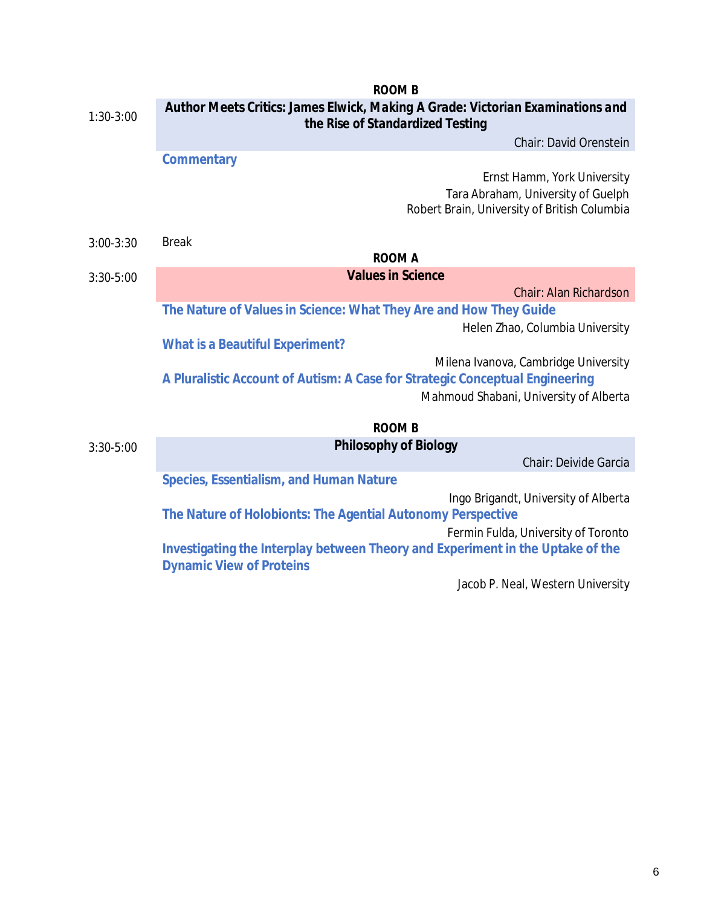**ROOM B**

1:30-3:00

**Author Meets Critics: James Elwick, *Making A Grade: Victorian Examinations and the Rise of Standardized Testing***

Chair: David Orenstein

**Commentary**

Ernst Hamm, York University
Tara Abraham, University of Guelph
Robert Brain, University of British Columbia

3:00-3:30 Break

**ROOM A**

3:30-5:00

**Values in Science**

Chair: Alan Richardson

**The Nature of Values in Science: What They Are and How They Guide**

Helen Zhao, Columbia University

**What is a Beautiful Experiment?**

Milena Ivanova, Cambridge University

**A Pluralistic Account of Autism: A Case for Strategic Conceptual Engineering**

Mahmoud Shabani, University of Alberta

**ROOM B**

3:30-5:00

**Philosophy of Biology**

Chair: Deivide Garcia

**Species, Essentialism, and Human Nature**

Ingo Brigandt, University of Alberta

**The Nature of Holobionts: The Agential Autonomy Perspective**

Fermin Fulda, University of Toronto

**Investigating the Interplay between Theory and Experiment in the Uptake of the Dynamic View of Proteins**

Jacob P. Neal, Western University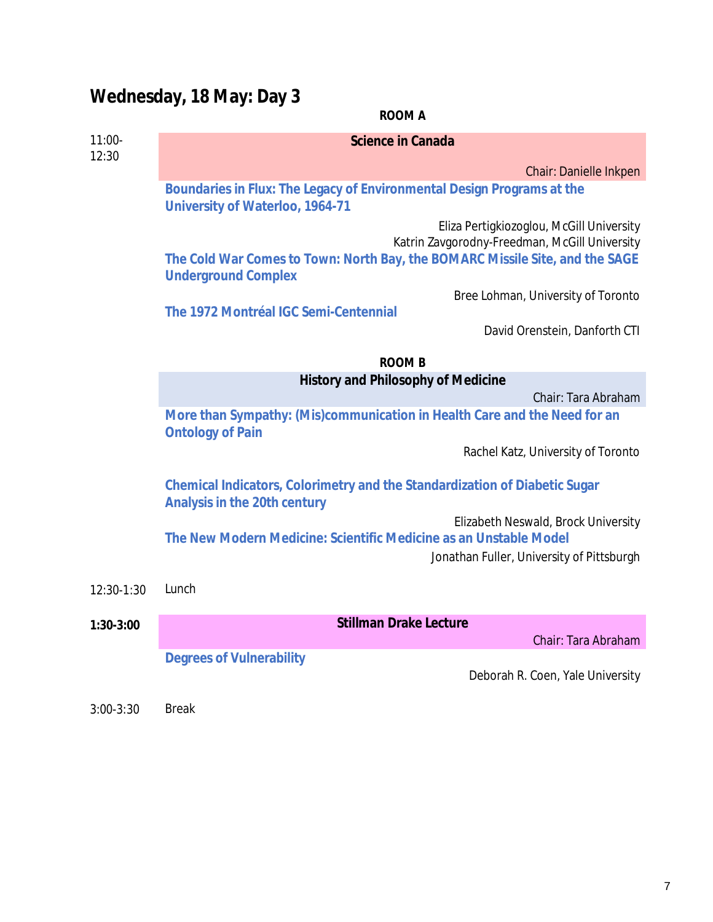## Wednesday, 18 May: Day 3

**ROOM A**

**11:00-12:30**

**Science in Canada**

Chair: Danielle Inkpen

**Boundaries in Flux: The Legacy of Environmental Design Programs at the University of Waterloo, 1964-71**

Eliza Pertigkiozoglou, McGill University
Katrin Zavgorodny-Freedman, McGill University

**The Cold War Comes to Town: North Bay, the BOMARC Missile Site, and the SAGE Underground Complex**

Bree Lohman, University of Toronto

**The 1972 Montréal IGC Semi-Centennial**

David Orenstein, Danforth CTI

**ROOM B**

**History and Philosophy of Medicine**

Chair: Tara Abraham

**More than Sympathy: (Mis)communication in Health Care and the Need for an Ontology of Pain**

Rachel Katz, University of Toronto

**Chemical Indicators, Colorimetry and the Standardization of Diabetic Sugar Analysis in the 20th century**

Elizabeth Neswald, Brock University

**The New Modern Medicine: Scientific Medicine as an Unstable Model**

Jonathan Fuller, University of Pittsburgh

12:30-1:30 Lunch

**1:30-3:00**

**Stillman Drake Lecture**

Chair: Tara Abraham

**Degrees of Vulnerability**

Deborah R. Coen, Yale University

3:00-3:30 Break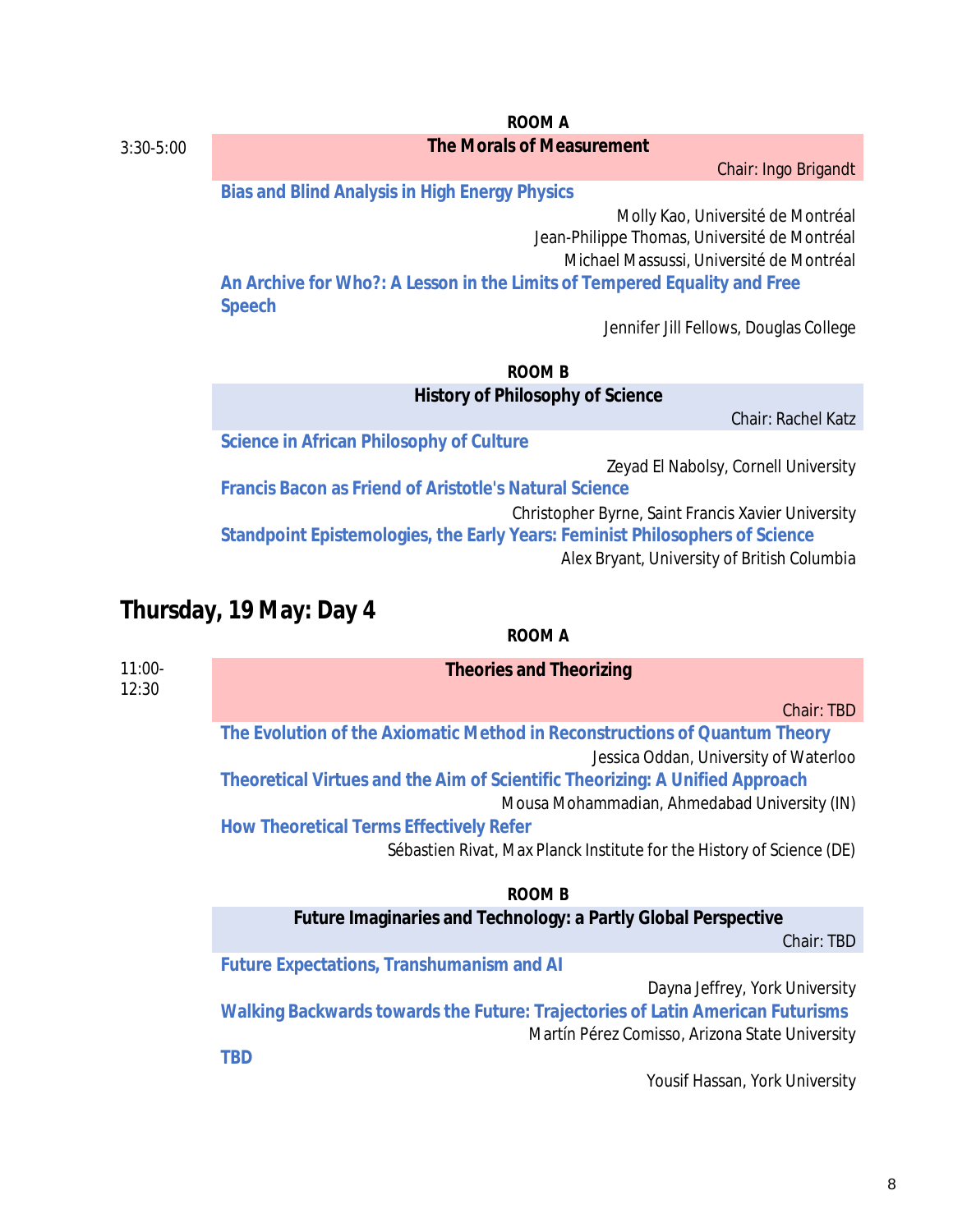**ROOM A**

3:30-5:00

**The Morals of Measurement**

Chair: Ingo Brigandt

**Bias and Blind Analysis in High Energy Physics**

Molly Kao, Université de Montréal
Jean-Philippe Thomas, Université de Montréal
Michael Massussi, Université de Montréal

**An Archive for Who?: A Lesson in the Limits of Tempered Equality and Free Speech**

Jennifer Jill Fellows, Douglas College

**ROOM B**

**History of Philosophy of Science**

Chair: Rachel Katz

**Science in African Philosophy of Culture**

Zeyad El Nabolsy, Cornell University

**Francis Bacon as Friend of Aristotle's Natural Science**

Christopher Byrne, Saint Francis Xavier University

**Standpoint Epistemologies, the Early Years: Feminist Philosophers of Science**

Alex Bryant, University of British Columbia

## Thursday, 19 May: Day 4

**ROOM A**

11:00-12:30

**Theories and Theorizing**

Chair: TBD

**The Evolution of the Axiomatic Method in Reconstructions of Quantum Theory**

Jessica Oddan, University of Waterloo

**Theoretical Virtues and the Aim of Scientific Theorizing: A Unified Approach**

Mousa Mohammadian, Ahmedabad University (IN)

**How Theoretical Terms Effectively Refer**

Sébastien Rivat, Max Planck Institute for the History of Science (DE)

**ROOM B**

**Future Imaginaries and Technology: a Partly Global Perspective**

Chair: TBD

**Future Expectations, Transhumanism and AI**

Dayna Jeffrey, York University

**Walking Backwards towards the Future: Trajectories of Latin American Futurisms**

Martín Pérez Comisso, Arizona State University

**TBD**

Yousif Hassan, York University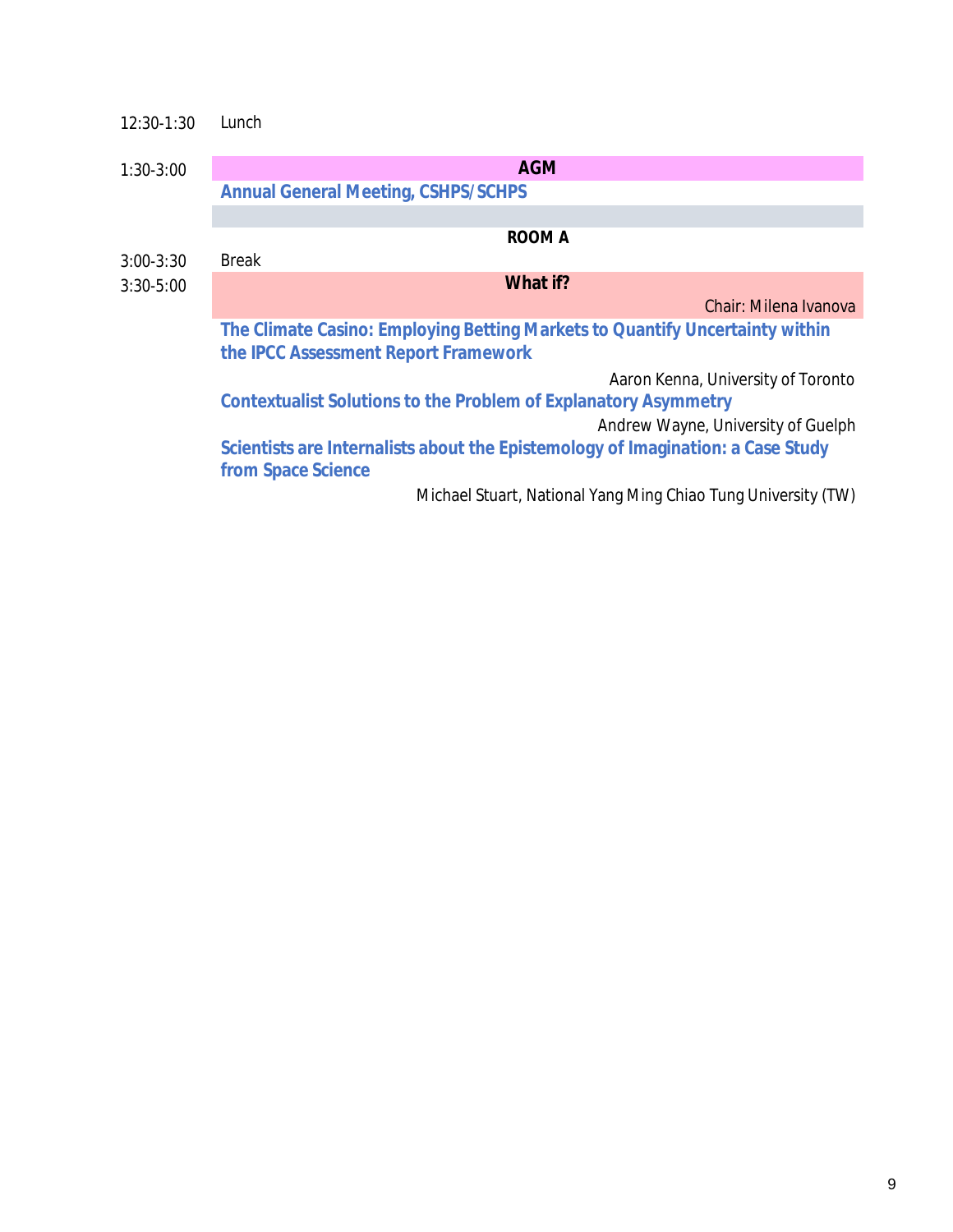12:30-1:30 Lunch

1:30-3:00

**AGM**

**Annual General Meeting, CSHPS/SCHPS**

**ROOM A**

3:00-3:30 Break

3:30-5:00

**What if?**

Chair: Milena Ivanova

**The Climate Casino: Employing Betting Markets to Quantify Uncertainty within the IPCC Assessment Report Framework**

Aaron Kenna, University of Toronto

**Contextualist Solutions to the Problem of Explanatory Asymmetry**

Andrew Wayne, University of Guelph

**Scientists are Internalists about the Epistemology of Imagination: a Case Study from Space Science**

Michael Stuart, National Yang Ming Chiao Tung University (TW)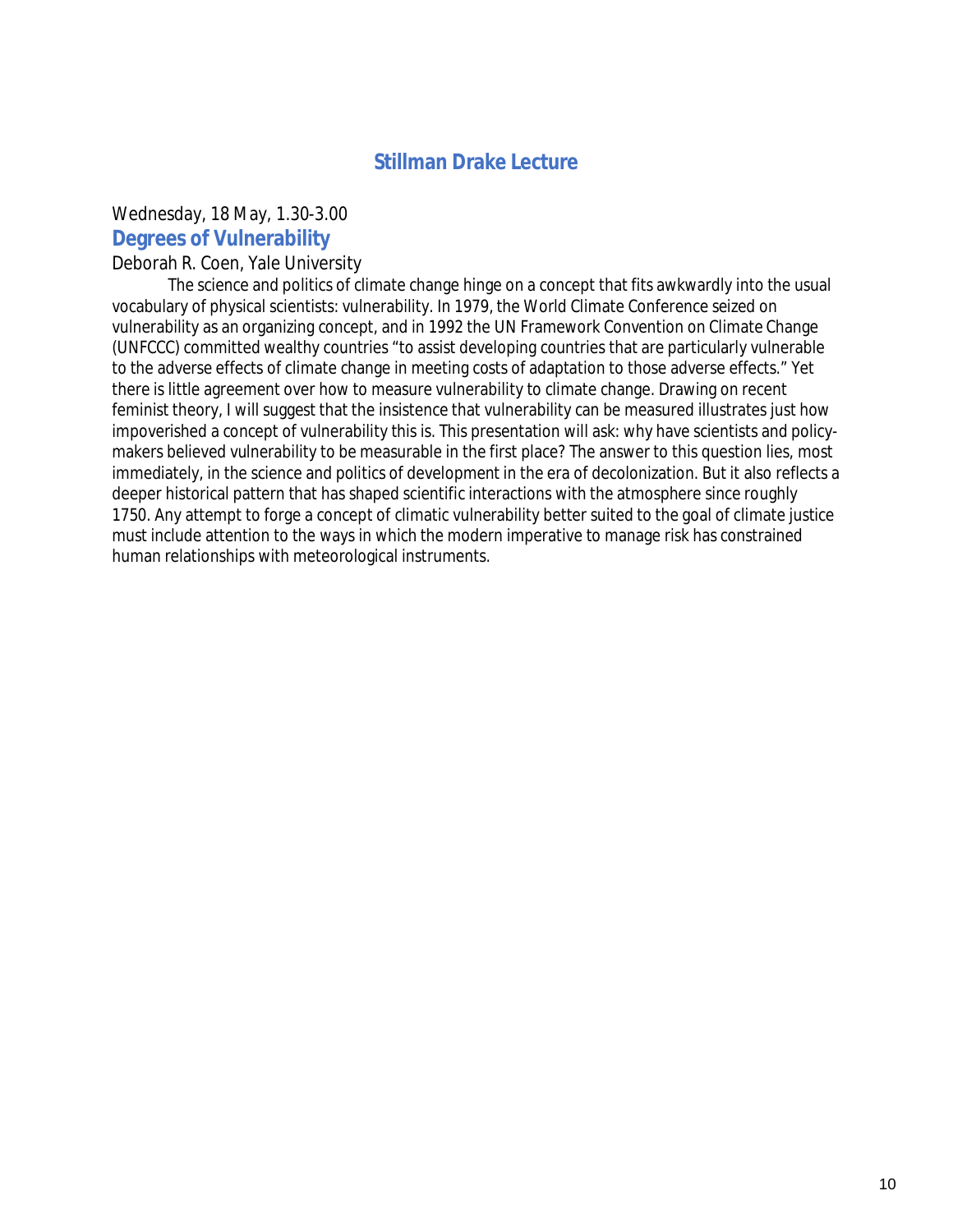## Stillman Drake Lecture

Wednesday, 18 May, 1.30-3.00

### Degrees of Vulnerability

Deborah R. Coen, Yale University

The science and politics of climate change hinge on a concept that fits awkwardly into the usual vocabulary of physical scientists: vulnerability. In 1979, the World Climate Conference seized on vulnerability as an organizing concept, and in 1992 the UN Framework Convention on Climate Change (UNFCCC) committed wealthy countries "to assist developing countries that are particularly vulnerable to the adverse effects of climate change in meeting costs of adaptation to those adverse effects." Yet there is little agreement over how to measure vulnerability to climate change. Drawing on recent feminist theory, I will suggest that the insistence that vulnerability can be measured illustrates just how impoverished a concept of vulnerability this is. This presentation will ask: why have scientists and policy-makers believed vulnerability to be measurable in the first place? The answer to this question lies, most immediately, in the science and politics of development in the era of decolonization. But it also reflects a deeper historical pattern that has shaped scientific interactions with the atmosphere since roughly 1750. Any attempt to forge a concept of climatic vulnerability better suited to the goal of climate justice must include attention to the ways in which the modern imperative to manage risk has constrained human relationships with meteorological instruments.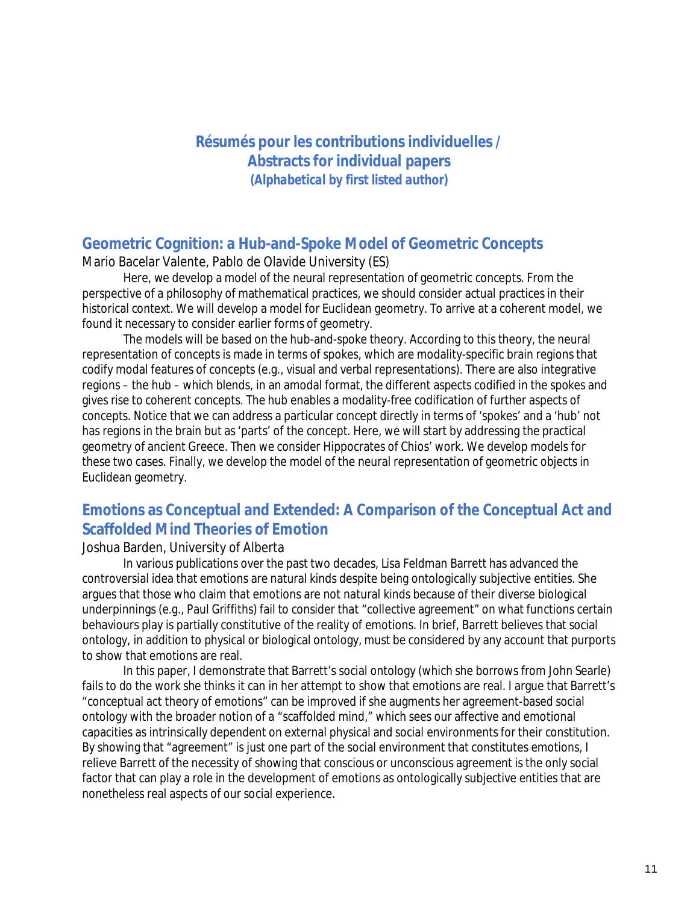# Résumés pour les contributions individuelles / Abstracts for individual papers

***(Alphabetical by first listed author)***

## Geometric Cognition: a Hub-and-Spoke Model of Geometric Concepts

Mario Bacelar Valente, Pablo de Olavide University (ES)

Here, we develop a model of the neural representation of geometric concepts. From the perspective of a philosophy of mathematical practices, we should consider actual practices in their historical context. We will develop a model for Euclidean geometry. To arrive at a coherent model, we found it necessary to consider earlier forms of geometry.

The models will be based on the hub-and-spoke theory. According to this theory, the neural representation of concepts is made in terms of spokes, which are modality-specific brain regions that codify modal features of concepts (e.g., visual and verbal representations). There are also integrative regions – the hub – which blends, in an amodal format, the different aspects codified in the spokes and gives rise to coherent concepts. The hub enables a modality-free codification of further aspects of concepts. Notice that we can address a particular concept directly in terms of 'spokes' and a 'hub' not has regions in the brain but as 'parts' of the concept. Here, we will start by addressing the practical geometry of ancient Greece. Then we consider Hippocrates of Chios' work. We develop models for these two cases. Finally, we develop the model of the neural representation of geometric objects in Euclidean geometry.

## Emotions as Conceptual and Extended: A Comparison of the Conceptual Act and Scaffolded Mind Theories of Emotion

Joshua Barden, University of Alberta

In various publications over the past two decades, Lisa Feldman Barrett has advanced the controversial idea that emotions are natural kinds despite being ontologically subjective entities. She argues that those who claim that emotions are not natural kinds because of their diverse biological underpinnings (e.g., Paul Griffiths) fail to consider that "collective agreement" on what functions certain behaviours play is partially constitutive of the reality of emotions. In brief, Barrett believes that social ontology, in addition to physical or biological ontology, must be considered by any account that purports to show that emotions are real.

In this paper, I demonstrate that Barrett's social ontology (which she borrows from John Searle) fails to do the work she thinks it can in her attempt to show that emotions are real. I argue that Barrett's "conceptual act theory of emotions" can be improved if she augments her agreement-based social ontology with the broader notion of a "scaffolded mind," which sees our affective and emotional capacities as intrinsically dependent on external physical and social environments for their constitution. By showing that "agreement" is just one part of the social environment that constitutes emotions, I relieve Barrett of the necessity of showing that conscious or unconscious agreement is the only social factor that can play a role in the development of emotions as ontologically subjective entities that are nonetheless real aspects of our social experience.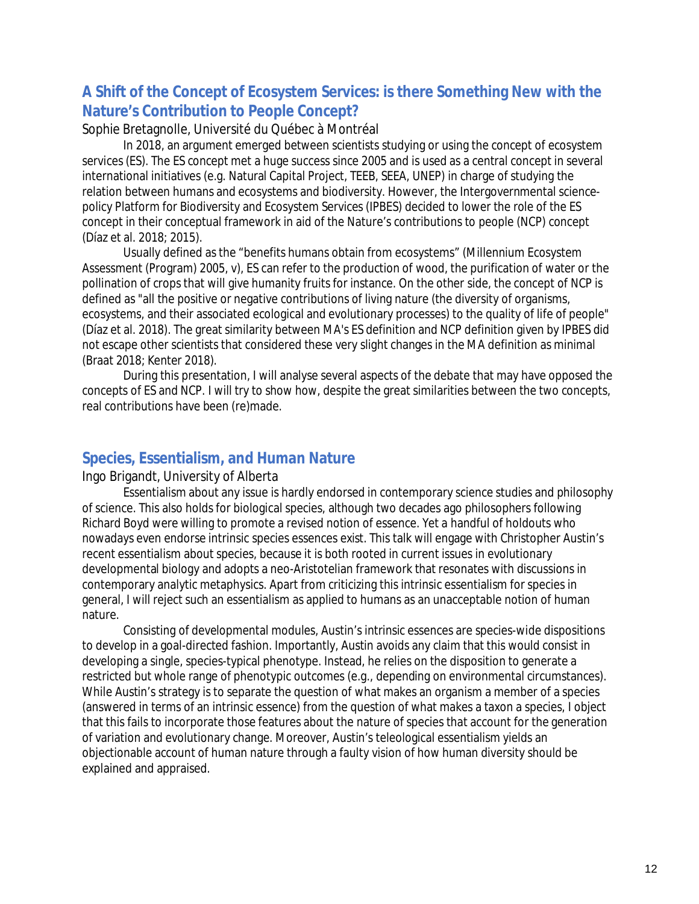## A Shift of the Concept of Ecosystem Services: is there Something New with the Nature's Contribution to People Concept?

Sophie Bretagnolle, Université du Québec à Montréal

In 2018, an argument emerged between scientists studying or using the concept of ecosystem services (ES). The ES concept met a huge success since 2005 and is used as a central concept in several international initiatives (e.g. Natural Capital Project, TEEB, SEEA, UNEP) in charge of studying the relation between humans and ecosystems and biodiversity. However, the Intergovernmental science-policy Platform for Biodiversity and Ecosystem Services (IPBES) decided to lower the role of the ES concept in their conceptual framework in aid of the Nature's contributions to people (NCP) concept (Díaz et al. 2018; 2015).

Usually defined as the "benefits humans obtain from ecosystems" (Millennium Ecosystem Assessment (Program) 2005, v), ES can refer to the production of wood, the purification of water or the pollination of crops that will give humanity fruits for instance. On the other side, the concept of NCP is defined as "all the positive or negative contributions of living nature (the diversity of organisms, ecosystems, and their associated ecological and evolutionary processes) to the quality of life of people" (Díaz et al. 2018). The great similarity between MA's ES definition and NCP definition given by IPBES did not escape other scientists that considered these very slight changes in the MA definition as minimal (Braat 2018; Kenter 2018).

During this presentation, I will analyse several aspects of the debate that may have opposed the concepts of ES and NCP. I will try to show how, despite the great similarities between the two concepts, real contributions have been (re)made.

## Species, Essentialism, and Human Nature

Ingo Brigandt, University of Alberta

Essentialism about any issue is hardly endorsed in contemporary science studies and philosophy of science. This also holds for biological species, although two decades ago philosophers following Richard Boyd were willing to promote a revised notion of essence. Yet a handful of holdouts who nowadays even endorse intrinsic species essences exist. This talk will engage with Christopher Austin's recent essentialism about species, because it is both rooted in current issues in evolutionary developmental biology and adopts a neo-Aristotelian framework that resonates with discussions in contemporary analytic metaphysics. Apart from criticizing this intrinsic essentialism for species in general, I will reject such an essentialism as applied to humans as an unacceptable notion of human nature.

Consisting of developmental modules, Austin's intrinsic essences are species-wide dispositions to develop in a goal-directed fashion. Importantly, Austin avoids any claim that this would consist in developing a single, species-typical phenotype. Instead, he relies on the disposition to generate a restricted but whole range of phenotypic outcomes (e.g., depending on environmental circumstances). While Austin's strategy is to separate the question of what makes an organism a member of a species (answered in terms of an intrinsic essence) from the question of what makes a taxon a species, I object that this fails to incorporate those features about the nature of species that account for the generation of variation and evolutionary change. Moreover, Austin's teleological essentialism yields an objectionable account of human nature through a faulty vision of how human diversity should be explained and appraised.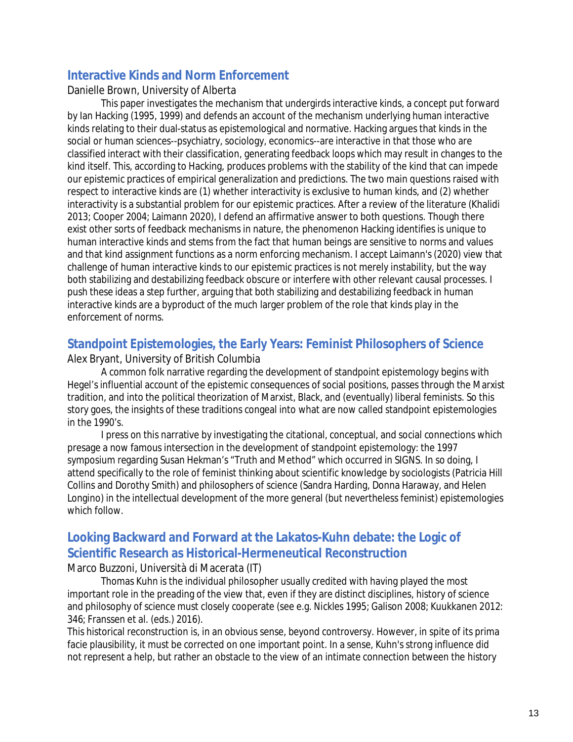## Interactive Kinds and Norm Enforcement

Danielle Brown, University of Alberta

This paper investigates the mechanism that undergirds interactive kinds, a concept put forward by Ian Hacking (1995, 1999) and defends an account of the mechanism underlying human interactive kinds relating to their dual-status as epistemological and normative. Hacking argues that kinds in the social or human sciences--psychiatry, sociology, economics--are interactive in that those who are classified interact with their classification, generating feedback loops which may result in changes to the kind itself. This, according to Hacking, produces problems with the stability of the kind that can impede our epistemic practices of empirical generalization and predictions. The two main questions raised with respect to interactive kinds are (1) whether interactivity is exclusive to human kinds, and (2) whether interactivity is a substantial problem for our epistemic practices. After a review of the literature (Khalidi 2013; Cooper 2004; Laimann 2020), I defend an affirmative answer to both questions. Though there exist other sorts of feedback mechanisms in nature, the phenomenon Hacking identifies is unique to human interactive kinds and stems from the fact that human beings are sensitive to norms and values and that kind assignment functions as a norm enforcing mechanism. I accept Laimann's (2020) view that challenge of human interactive kinds to our epistemic practices is not merely instability, but the way both stabilizing and destabilizing feedback obscure or interfere with other relevant causal processes. I push these ideas a step further, arguing that both stabilizing and destabilizing feedback in human interactive kinds are a byproduct of the much larger problem of the role that kinds play in the enforcement of norms.

## Standpoint Epistemologies, the Early Years: Feminist Philosophers of Science

Alex Bryant, University of British Columbia

A common folk narrative regarding the development of standpoint epistemology begins with Hegel's influential account of the epistemic consequences of social positions, passes through the Marxist tradition, and into the political theorization of Marxist, Black, and (eventually) liberal feminists. So this story goes, the insights of these traditions congeal into what are now called standpoint epistemologies in the 1990's.

I press on this narrative by investigating the citational, conceptual, and social connections which presage a now famous intersection in the development of standpoint epistemology: the 1997 symposium regarding Susan Hekman's "Truth and Method" which occurred in SIGNS. In so doing, I attend specifically to the role of feminist thinking about scientific knowledge by sociologists (Patricia Hill Collins and Dorothy Smith) and philosophers of science (Sandra Harding, Donna Haraway, and Helen Longino) in the intellectual development of the more general (but nevertheless feminist) epistemologies which follow.

## Looking Backward and Forward at the Lakatos-Kuhn debate: the Logic of Scientific Research as Historical-Hermeneutical Reconstruction

Marco Buzzoni, Università di Macerata (IT)

Thomas Kuhn is the individual philosopher usually credited with having played the most important role in the preading of the view that, even if they are distinct disciplines, history of science and philosophy of science must closely cooperate (see e.g. Nickles 1995; Galison 2008; Kuukkanen 2012: 346; Franssen et al. (eds.) 2016).

This historical reconstruction is, in an obvious sense, beyond controversy. However, in spite of its prima facie plausibility, it must be corrected on one important point. In a sense, Kuhn's strong influence did not represent a help, but rather an obstacle to the view of an intimate connection between the history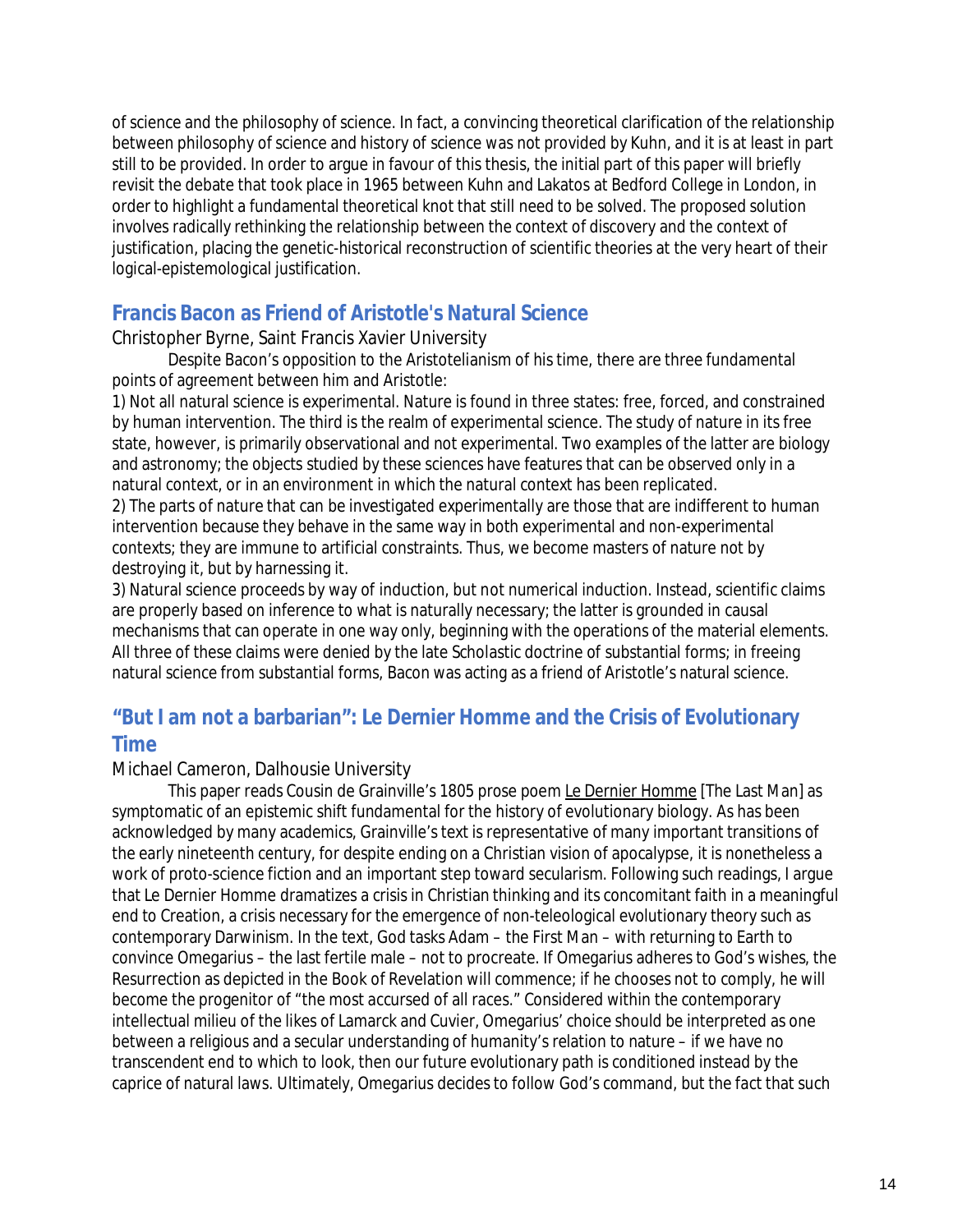of science and the philosophy of science. In fact, a convincing theoretical clarification of the relationship between philosophy of science and history of science was not provided by Kuhn, and it is at least in part still to be provided. In order to argue in favour of this thesis, the initial part of this paper will briefly revisit the debate that took place in 1965 between Kuhn and Lakatos at Bedford College in London, in order to highlight a fundamental theoretical knot that still need to be solved. The proposed solution involves radically rethinking the relationship between the context of discovery and the context of justification, placing the genetic-historical reconstruction of scientific theories at the very heart of their logical-epistemological justification.

## Francis Bacon as Friend of Aristotle's Natural Science

Christopher Byrne, Saint Francis Xavier University

Despite Bacon's opposition to the Aristotelianism of his time, there are three fundamental points of agreement between him and Aristotle:

1) Not all natural science is experimental. Nature is found in three states: free, forced, and constrained by human intervention. The third is the realm of experimental science. The study of nature in its free state, however, is primarily observational and not experimental. Two examples of the latter are biology and astronomy; the objects studied by these sciences have features that can be observed only in a natural context, or in an environment in which the natural context has been replicated.

2) The parts of nature that can be investigated experimentally are those that are indifferent to human intervention because they behave in the same way in both experimental and non-experimental contexts; they are immune to artificial constraints. Thus, we become masters of nature not by destroying it, but by harnessing it.

3) Natural science proceeds by way of induction, but not numerical induction. Instead, scientific claims are properly based on inference to what is naturally necessary; the latter is grounded in causal mechanisms that can operate in one way only, beginning with the operations of the material elements.

All three of these claims were denied by the late Scholastic doctrine of substantial forms; in freeing natural science from substantial forms, Bacon was acting as a friend of Aristotle's natural science.

## "But I am not a barbarian": Le Dernier Homme and the Crisis of Evolutionary Time

Michael Cameron, Dalhousie University

This paper reads Cousin de Grainville's 1805 prose poem Le Dernier Homme [The Last Man] as symptomatic of an epistemic shift fundamental for the history of evolutionary biology. As has been acknowledged by many academics, Grainville's text is representative of many important transitions of the early nineteenth century, for despite ending on a Christian vision of apocalypse, it is nonetheless a work of proto-science fiction and an important step toward secularism. Following such readings, I argue that Le Dernier Homme dramatizes a crisis in Christian thinking and its concomitant faith in a meaningful end to Creation, a crisis necessary for the emergence of non-teleological evolutionary theory such as contemporary Darwinism. In the text, God tasks Adam – the First Man – with returning to Earth to convince Omegarius – the last fertile male – not to procreate. If Omegarius adheres to God's wishes, the Resurrection as depicted in the Book of Revelation will commence; if he chooses not to comply, he will become the progenitor of "the most accursed of all races." Considered within the contemporary intellectual milieu of the likes of Lamarck and Cuvier, Omegarius' choice should be interpreted as one between a religious and a secular understanding of humanity's relation to nature – if we have no transcendent end to which to look, then our future evolutionary path is conditioned instead by the caprice of natural laws. Ultimately, Omegarius decides to follow God's command, but the fact that such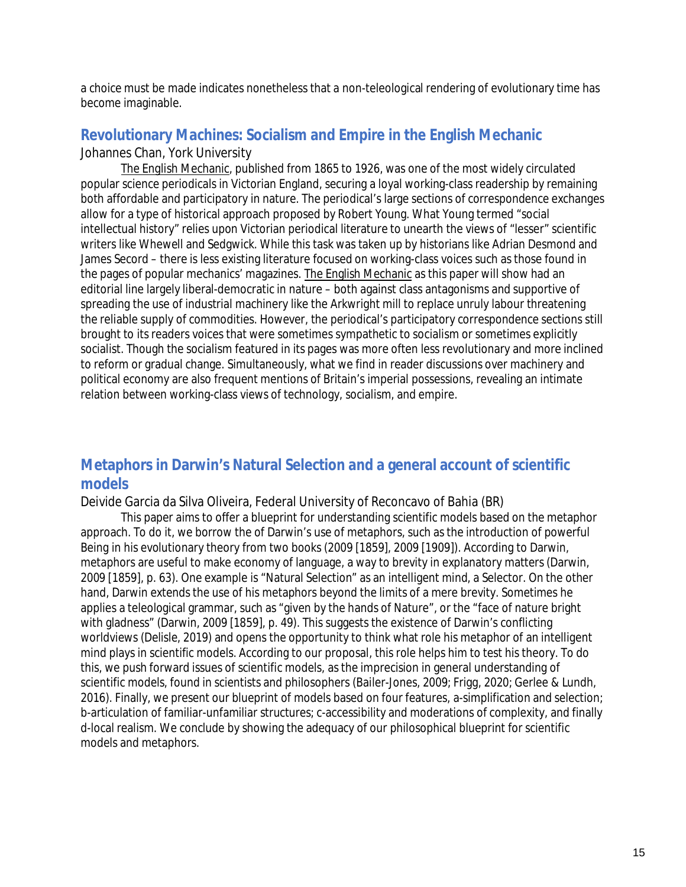a choice must be made indicates nonetheless that a non-teleological rendering of evolutionary time has become imaginable.

## Revolutionary Machines: Socialism and Empire in the English Mechanic

Johannes Chan, York University

The English Mechanic, published from 1865 to 1926, was one of the most widely circulated popular science periodicals in Victorian England, securing a loyal working-class readership by remaining both affordable and participatory in nature. The periodical's large sections of correspondence exchanges allow for a type of historical approach proposed by Robert Young. What Young termed "social intellectual history" relies upon Victorian periodical literature to unearth the views of "lesser" scientific writers like Whewell and Sedgwick. While this task was taken up by historians like Adrian Desmond and James Secord – there is less existing literature focused on working-class voices such as those found in the pages of popular mechanics' magazines. The English Mechanic as this paper will show had an editorial line largely liberal-democratic in nature – both against class antagonisms and supportive of spreading the use of industrial machinery like the Arkwright mill to replace unruly labour threatening the reliable supply of commodities. However, the periodical's participatory correspondence sections still brought to its readers voices that were sometimes sympathetic to socialism or sometimes explicitly socialist. Though the socialism featured in its pages was more often less revolutionary and more inclined to reform or gradual change. Simultaneously, what we find in reader discussions over machinery and political economy are also frequent mentions of Britain's imperial possessions, revealing an intimate relation between working-class views of technology, socialism, and empire.

## Metaphors in Darwin's Natural Selection and a general account of scientific models

Deivide Garcia da Silva Oliveira, Federal University of Reconcavo of Bahia (BR)

This paper aims to offer a blueprint for understanding scientific models based on the metaphor approach. To do it, we borrow the of Darwin's use of metaphors, such as the introduction of powerful Being in his evolutionary theory from two books (2009 [1859], 2009 [1909]). According to Darwin, metaphors are useful to make economy of language, a way to brevity in explanatory matters (Darwin, 2009 [1859], p. 63). One example is "Natural Selection" as an intelligent mind, a Selector. On the other hand, Darwin extends the use of his metaphors beyond the limits of a mere brevity. Sometimes he applies a teleological grammar, such as "given by the hands of Nature", or the "face of nature bright with gladness" (Darwin, 2009 [1859], p. 49). This suggests the existence of Darwin's conflicting worldviews (Delisle, 2019) and opens the opportunity to think what role his metaphor of an intelligent mind plays in scientific models. According to our proposal, this role helps him to test his theory. To do this, we push forward issues of scientific models, as the imprecision in general understanding of scientific models, found in scientists and philosophers (Bailer-Jones, 2009; Frigg, 2020; Gerlee & Lundh, 2016). Finally, we present our blueprint of models based on four features, a-simplification and selection; b-articulation of familiar-unfamiliar structures; c-accessibility and moderations of complexity, and finally d-local realism. We conclude by showing the adequacy of our philosophical blueprint for scientific models and metaphors.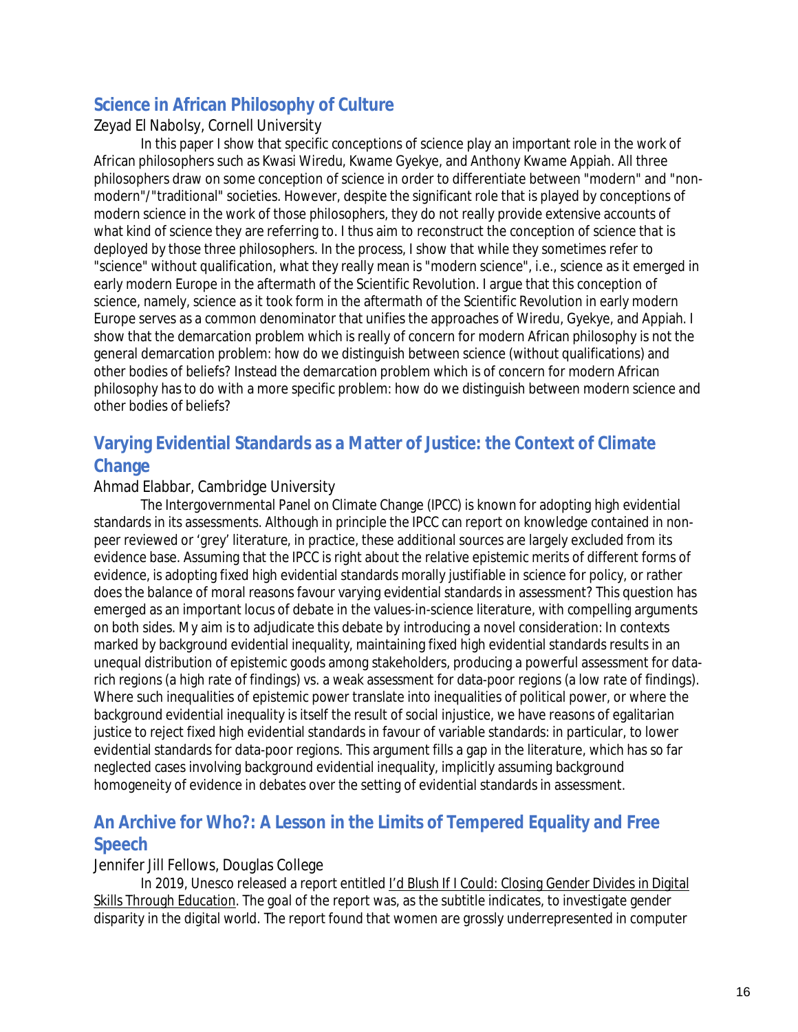## Science in African Philosophy of Culture

Zeyad El Nabolsy, Cornell University

In this paper I show that specific conceptions of science play an important role in the work of African philosophers such as Kwasi Wiredu, Kwame Gyekye, and Anthony Kwame Appiah. All three philosophers draw on some conception of science in order to differentiate between "modern" and "non-modern"/"traditional" societies. However, despite the significant role that is played by conceptions of modern science in the work of those philosophers, they do not really provide extensive accounts of what kind of science they are referring to. I thus aim to reconstruct the conception of science that is deployed by those three philosophers. In the process, I show that while they sometimes refer to "science" without qualification, what they really mean is "modern science", i.e., science as it emerged in early modern Europe in the aftermath of the Scientific Revolution. I argue that this conception of science, namely, science as it took form in the aftermath of the Scientific Revolution in early modern Europe serves as a common denominator that unifies the approaches of Wiredu, Gyekye, and Appiah. I show that the demarcation problem which is really of concern for modern African philosophy is not the general demarcation problem: how do we distinguish between science (without qualifications) and other bodies of beliefs? Instead the demarcation problem which is of concern for modern African philosophy has to do with a more specific problem: how do we distinguish between modern science and other bodies of beliefs?

## Varying Evidential Standards as a Matter of Justice: the Context of Climate Change

Ahmad Elabbar, Cambridge University

The Intergovernmental Panel on Climate Change (IPCC) is known for adopting high evidential standards in its assessments. Although in principle the IPCC can report on knowledge contained in non-peer reviewed or 'grey' literature, in practice, these additional sources are largely excluded from its evidence base. Assuming that the IPCC is right about the relative epistemic merits of different forms of evidence, is adopting fixed high evidential standards morally justifiable in science for policy, or rather does the balance of moral reasons favour varying evidential standards in assessment? This question has emerged as an important locus of debate in the values-in-science literature, with compelling arguments on both sides. My aim is to adjudicate this debate by introducing a novel consideration: In contexts marked by background evidential inequality, maintaining fixed high evidential standards results in an unequal distribution of epistemic goods among stakeholders, producing a powerful assessment for data-rich regions (a high rate of findings) vs. a weak assessment for data-poor regions (a low rate of findings). Where such inequalities of epistemic power translate into inequalities of political power, or where the background evidential inequality is itself the result of social injustice, we have reasons of egalitarian justice to reject fixed high evidential standards in favour of variable standards: in particular, to lower evidential standards for data-poor regions. This argument fills a gap in the literature, which has so far neglected cases involving background evidential inequality, implicitly assuming background homogeneity of evidence in debates over the setting of evidential standards in assessment.

## An Archive for Who?: A Lesson in the Limits of Tempered Equality and Free Speech

Jennifer Jill Fellows, Douglas College

In 2019, Unesco released a report entitled I'd Blush If I Could: Closing Gender Divides in Digital Skills Through Education. The goal of the report was, as the subtitle indicates, to investigate gender disparity in the digital world. The report found that women are grossly underrepresented in computer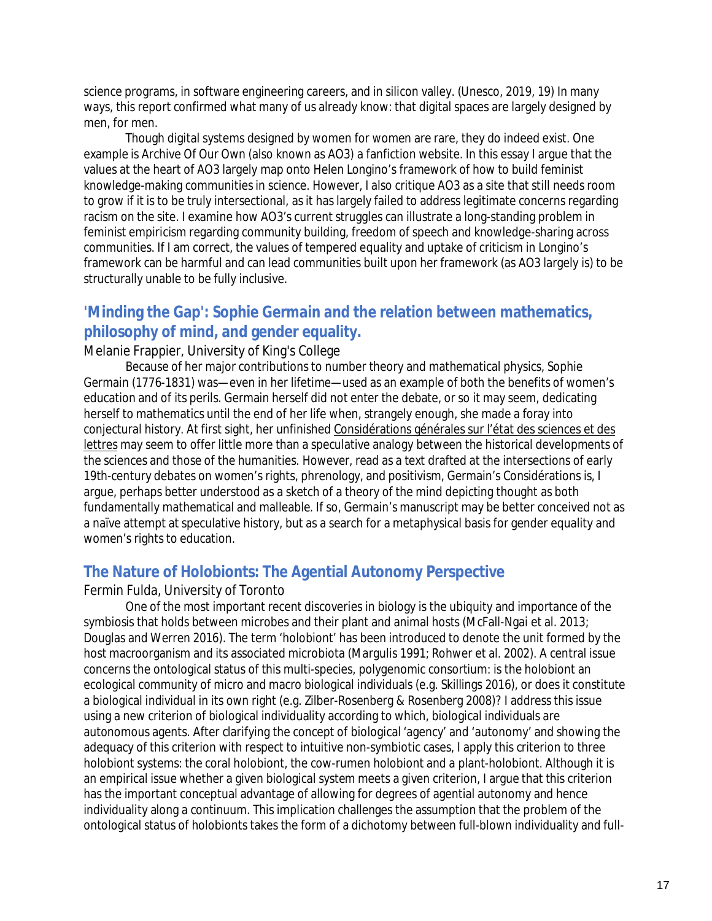science programs, in software engineering careers, and in silicon valley. (Unesco, 2019, 19) In many ways, this report confirmed what many of us already know: that digital spaces are largely designed by men, for men.

Though digital systems designed by women for women are rare, they do indeed exist. One example is Archive Of Our Own (also known as AO3) a fanfiction website. In this essay I argue that the values at the heart of AO3 largely map onto Helen Longino's framework of how to build feminist knowledge-making communities in science. However, I also critique AO3 as a site that still needs room to grow if it is to be truly intersectional, as it has largely failed to address legitimate concerns regarding racism on the site. I examine how AO3's current struggles can illustrate a long-standing problem in feminist empiricism regarding community building, freedom of speech and knowledge-sharing across communities. If I am correct, the values of tempered equality and uptake of criticism in Longino's framework can be harmful and can lead communities built upon her framework (as AO3 largely is) to be structurally unable to be fully inclusive.

## 'Minding the Gap': Sophie Germain and the relation between mathematics, philosophy of mind, and gender equality.

Melanie Frappier, University of King's College

Because of her major contributions to number theory and mathematical physics, Sophie Germain (1776-1831) was—even in her lifetime—used as an example of both the benefits of women's education and of its perils. Germain herself did not enter the debate, or so it may seem, dedicating herself to mathematics until the end of her life when, strangely enough, she made a foray into conjectural history. At first sight, her unfinished Considérations générales sur l'état des sciences et des lettres may seem to offer little more than a speculative analogy between the historical developments of the sciences and those of the humanities. However, read as a text drafted at the intersections of early 19th-century debates on women's rights, phrenology, and positivism, Germain's Considérations is, I argue, perhaps better understood as a sketch of a theory of the mind depicting thought as both fundamentally mathematical and malleable. If so, Germain's manuscript may be better conceived not as a naïve attempt at speculative history, but as a search for a metaphysical basis for gender equality and women's rights to education.

## The Nature of Holobionts: The Agential Autonomy Perspective

Fermin Fulda, University of Toronto

One of the most important recent discoveries in biology is the ubiquity and importance of the symbiosis that holds between microbes and their plant and animal hosts (McFall-Ngai et al. 2013; Douglas and Werren 2016). The term 'holobiont' has been introduced to denote the unit formed by the host macroorganism and its associated microbiota (Margulis 1991; Rohwer et al. 2002). A central issue concerns the ontological status of this multi-species, polygenomic consortium: is the holobiont an ecological community of micro and macro biological individuals (e.g. Skillings 2016), or does it constitute a biological individual in its own right (e.g. Zilber-Rosenberg & Rosenberg 2008)? I address this issue using a new criterion of biological individuality according to which, biological individuals are autonomous agents. After clarifying the concept of biological 'agency' and 'autonomy' and showing the adequacy of this criterion with respect to intuitive non-symbiotic cases, I apply this criterion to three holobiont systems: the coral holobiont, the cow-rumen holobiont and a plant-holobiont. Although it is an empirical issue whether a given biological system meets a given criterion, I argue that this criterion has the important conceptual advantage of allowing for degrees of agential autonomy and hence individuality along a continuum. This implication challenges the assumption that the problem of the ontological status of holobionts takes the form of a dichotomy between full-blown individuality and full-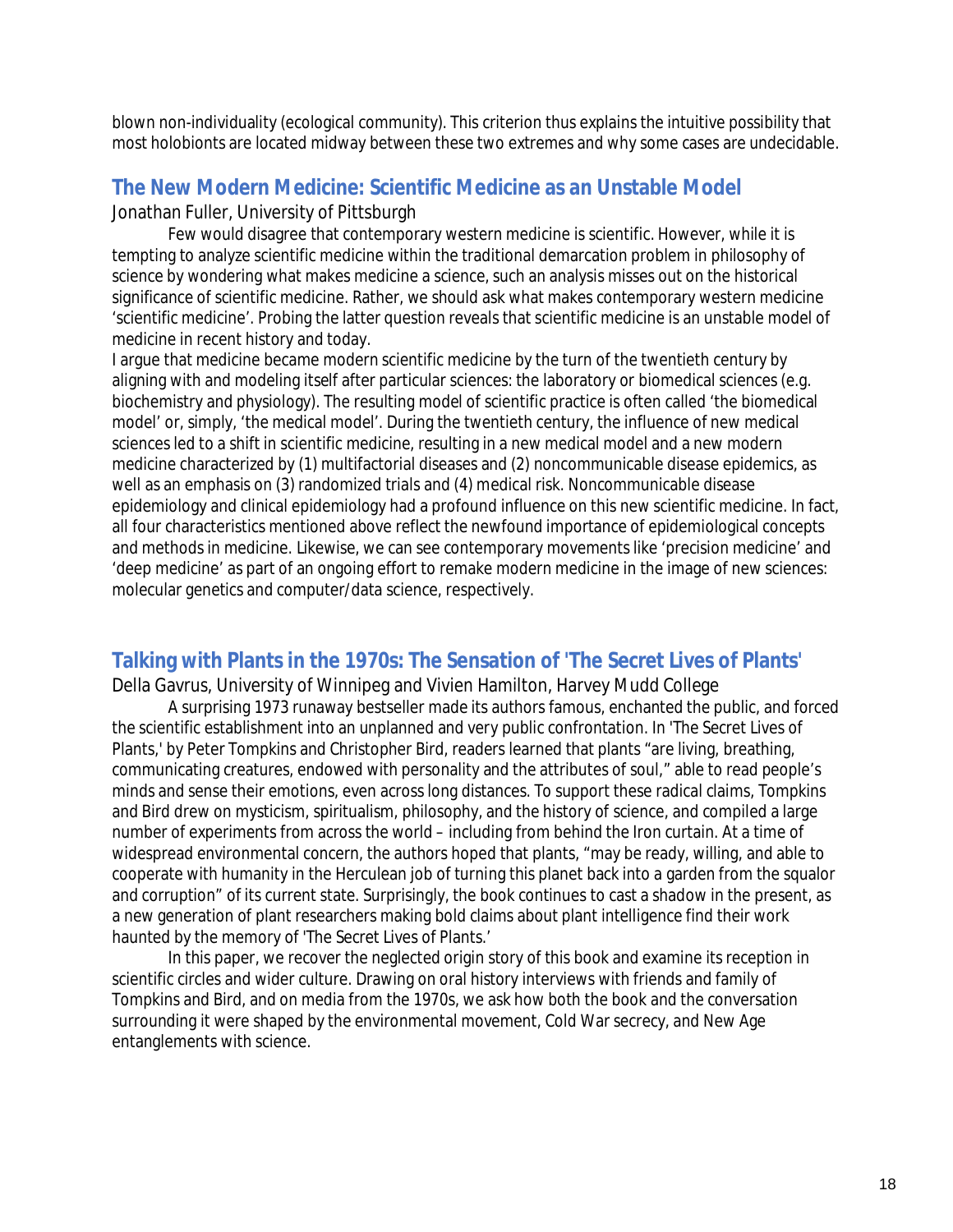blown non-individuality (ecological community). This criterion thus explains the intuitive possibility that most holobionts are located midway between these two extremes and why some cases are undecidable.

## The New Modern Medicine: Scientific Medicine as an Unstable Model

Jonathan Fuller, University of Pittsburgh

Few would disagree that contemporary western medicine is scientific. However, while it is tempting to analyze scientific medicine within the traditional demarcation problem in philosophy of science by wondering what makes medicine a science, such an analysis misses out on the historical significance of scientific medicine. Rather, we should ask what makes contemporary western medicine 'scientific medicine'. Probing the latter question reveals that scientific medicine is an unstable model of medicine in recent history and today.

I argue that medicine became modern scientific medicine by the turn of the twentieth century by aligning with and modeling itself after particular sciences: the laboratory or biomedical sciences (e.g. biochemistry and physiology). The resulting model of scientific practice is often called 'the biomedical model' or, simply, 'the medical model'. During the twentieth century, the influence of new medical sciences led to a shift in scientific medicine, resulting in a new medical model and a new modern medicine characterized by (1) multifactorial diseases and (2) noncommunicable disease epidemics, as well as an emphasis on (3) randomized trials and (4) medical risk. Noncommunicable disease epidemiology and clinical epidemiology had a profound influence on this new scientific medicine. In fact, all four characteristics mentioned above reflect the newfound importance of epidemiological concepts and methods in medicine. Likewise, we can see contemporary movements like 'precision medicine' and 'deep medicine' as part of an ongoing effort to remake modern medicine in the image of new sciences: molecular genetics and computer/data science, respectively.

## Talking with Plants in the 1970s: The Sensation of 'The Secret Lives of Plants'

Della Gavrus, University of Winnipeg and Vivien Hamilton, Harvey Mudd College

A surprising 1973 runaway bestseller made its authors famous, enchanted the public, and forced the scientific establishment into an unplanned and very public confrontation. In 'The Secret Lives of Plants,' by Peter Tompkins and Christopher Bird, readers learned that plants "are living, breathing, communicating creatures, endowed with personality and the attributes of soul," able to read people's minds and sense their emotions, even across long distances. To support these radical claims, Tompkins and Bird drew on mysticism, spiritualism, philosophy, and the history of science, and compiled a large number of experiments from across the world – including from behind the Iron curtain. At a time of widespread environmental concern, the authors hoped that plants, "may be ready, willing, and able to cooperate with humanity in the Herculean job of turning this planet back into a garden from the squalor and corruption" of its current state. Surprisingly, the book continues to cast a shadow in the present, as a new generation of plant researchers making bold claims about plant intelligence find their work haunted by the memory of 'The Secret Lives of Plants.'

In this paper, we recover the neglected origin story of this book and examine its reception in scientific circles and wider culture. Drawing on oral history interviews with friends and family of Tompkins and Bird, and on media from the 1970s, we ask how both the book and the conversation surrounding it were shaped by the environmental movement, Cold War secrecy, and New Age entanglements with science.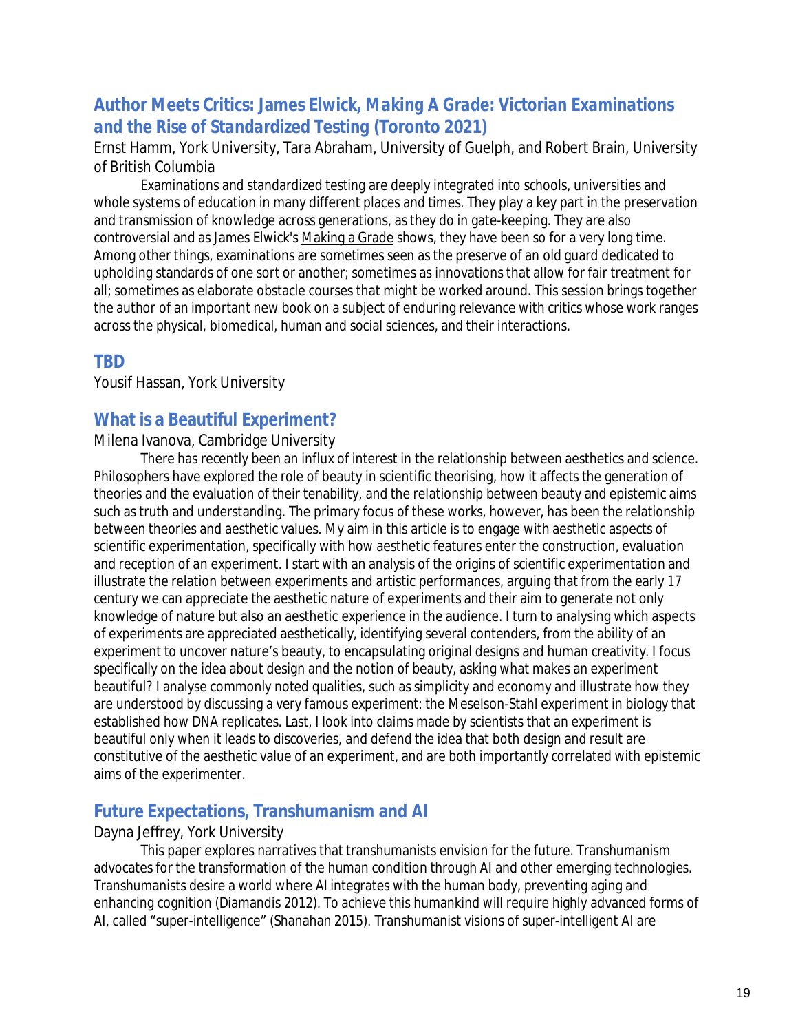## Author Meets Critics: James Elwick, *Making A Grade: Victorian Examinations and the Rise of Standardized Testing (Toronto 2021)*

Ernst Hamm, York University, Tara Abraham, University of Guelph, and Robert Brain, University of British Columbia

Examinations and standardized testing are deeply integrated into schools, universities and whole systems of education in many different places and times. They play a key part in the preservation and transmission of knowledge across generations, as they do in gate-keeping. They are also controversial and as James Elwick's Making a Grade shows, they have been so for a very long time. Among other things, examinations are sometimes seen as the preserve of an old guard dedicated to upholding standards of one sort or another; sometimes as innovations that allow for fair treatment for all; sometimes as elaborate obstacle courses that might be worked around. This session brings together the author of an important new book on a subject of enduring relevance with critics whose work ranges across the physical, biomedical, human and social sciences, and their interactions.

## TBD

Yousif Hassan, York University

## What is a Beautiful Experiment?

Milena Ivanova, Cambridge University

There has recently been an influx of interest in the relationship between aesthetics and science. Philosophers have explored the role of beauty in scientific theorising, how it affects the generation of theories and the evaluation of their tenability, and the relationship between beauty and epistemic aims such as truth and understanding. The primary focus of these works, however, has been the relationship between theories and aesthetic values. My aim in this article is to engage with aesthetic aspects of scientific experimentation, specifically with how aesthetic features enter the construction, evaluation and reception of an experiment. I start with an analysis of the origins of scientific experimentation and illustrate the relation between experiments and artistic performances, arguing that from the early 17 century we can appreciate the aesthetic nature of experiments and their aim to generate not only knowledge of nature but also an aesthetic experience in the audience. I turn to analysing which aspects of experiments are appreciated aesthetically, identifying several contenders, from the ability of an experiment to uncover nature's beauty, to encapsulating original designs and human creativity. I focus specifically on the idea about design and the notion of beauty, asking what makes an experiment beautiful? I analyse commonly noted qualities, such as simplicity and economy and illustrate how they are understood by discussing a very famous experiment: the Meselson-Stahl experiment in biology that established how DNA replicates. Last, I look into claims made by scientists that an experiment is beautiful only when it leads to discoveries, and defend the idea that both design and result are constitutive of the aesthetic value of an experiment, and are both importantly correlated with epistemic aims of the experimenter.

## Future Expectations, Transhumanism and AI

Dayna Jeffrey, York University

This paper explores narratives that transhumanists envision for the future. Transhumanism advocates for the transformation of the human condition through AI and other emerging technologies. Transhumanists desire a world where AI integrates with the human body, preventing aging and enhancing cognition (Diamandis 2012). To achieve this humankind will require highly advanced forms of AI, called "super-intelligence" (Shanahan 2015). Transhumanist visions of super-intelligent AI are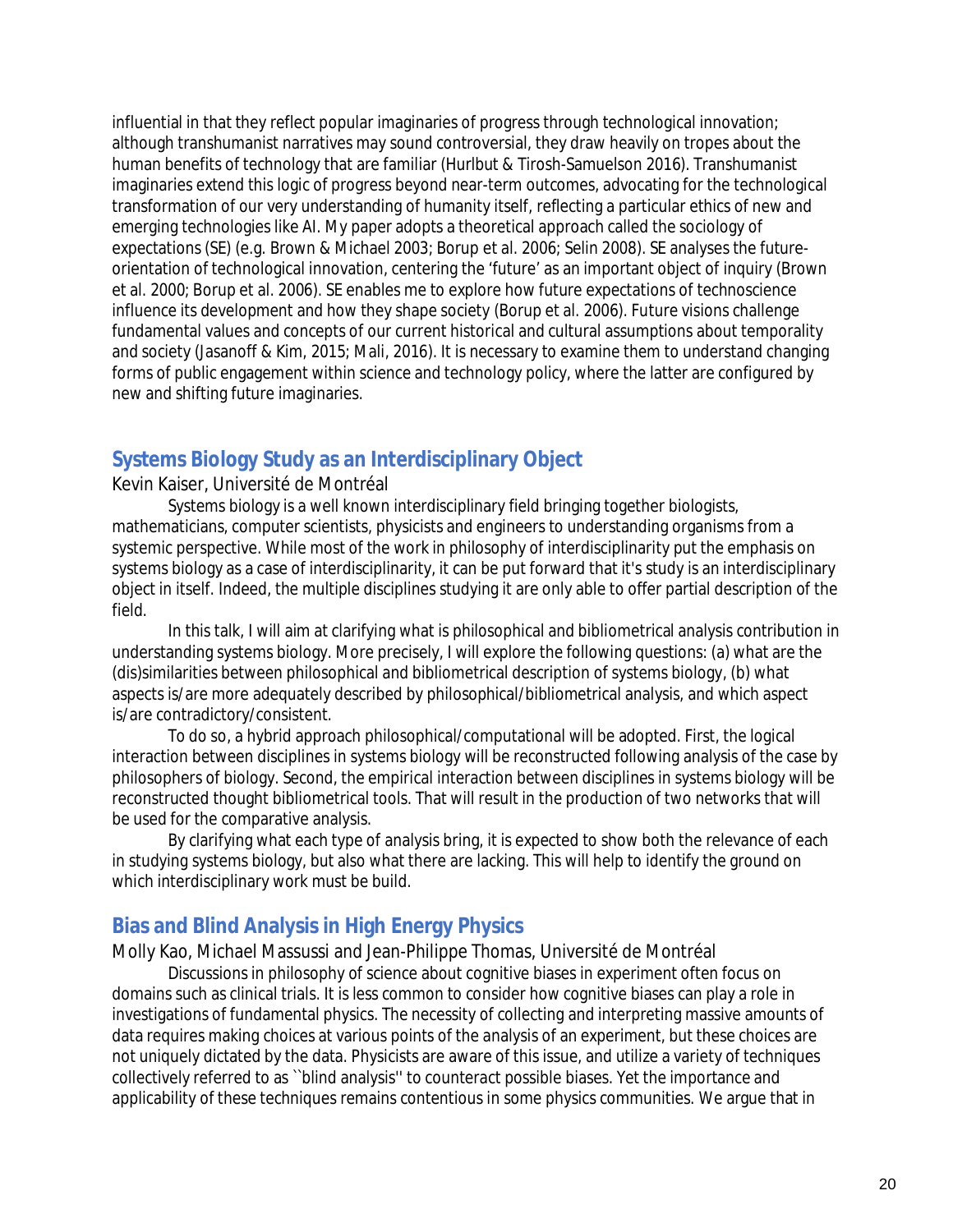influential in that they reflect popular imaginaries of progress through technological innovation; although transhumanist narratives may sound controversial, they draw heavily on tropes about the human benefits of technology that are familiar (Hurlbut & Tirosh-Samuelson 2016). Transhumanist imaginaries extend this logic of progress beyond near-term outcomes, advocating for the technological transformation of our very understanding of humanity itself, reflecting a particular ethics of new and emerging technologies like AI. My paper adopts a theoretical approach called the sociology of expectations (SE) (e.g. Brown & Michael 2003; Borup et al. 2006; Selin 2008). SE analyses the future-orientation of technological innovation, centering the 'future' as an important object of inquiry (Brown et al. 2000; Borup et al. 2006). SE enables me to explore how future expectations of technoscience influence its development and how they shape society (Borup et al. 2006). Future visions challenge fundamental values and concepts of our current historical and cultural assumptions about temporality and society (Jasanoff & Kim, 2015; Mali, 2016). It is necessary to examine them to understand changing forms of public engagement within science and technology policy, where the latter are configured by new and shifting future imaginaries.

## Systems Biology Study as an Interdisciplinary Object

Kevin Kaiser, Université de Montréal

Systems biology is a well known interdisciplinary field bringing together biologists, mathematicians, computer scientists, physicists and engineers to understanding organisms from a systemic perspective. While most of the work in philosophy of interdisciplinarity put the emphasis on systems biology as a case of interdisciplinarity, it can be put forward that it's study is an interdisciplinary object in itself. Indeed, the multiple disciplines studying it are only able to offer partial description of the field.

In this talk, I will aim at clarifying what is philosophical and bibliometrical analysis contribution in understanding systems biology. More precisely, I will explore the following questions: (a) what are the (dis)similarities between philosophical and bibliometrical description of systems biology, (b) what aspects is/are more adequately described by philosophical/bibliometrical analysis, and which aspect is/are contradictory/consistent.

To do so, a hybrid approach philosophical/computational will be adopted. First, the logical interaction between disciplines in systems biology will be reconstructed following analysis of the case by philosophers of biology. Second, the empirical interaction between disciplines in systems biology will be reconstructed thought bibliometrical tools. That will result in the production of two networks that will be used for the comparative analysis.

By clarifying what each type of analysis bring, it is expected to show both the relevance of each in studying systems biology, but also what there are lacking. This will help to identify the ground on which interdisciplinary work must be build.

## Bias and Blind Analysis in High Energy Physics

Molly Kao, Michael Massussi and Jean-Philippe Thomas, Université de Montréal

Discussions in philosophy of science about cognitive biases in experiment often focus on domains such as clinical trials. It is less common to consider how cognitive biases can play a role in investigations of fundamental physics. The necessity of collecting and interpreting massive amounts of data requires making choices at various points of the analysis of an experiment, but these choices are not uniquely dictated by the data. Physicists are aware of this issue, and utilize a variety of techniques collectively referred to as ``blind analysis'' to counteract possible biases. Yet the importance and applicability of these techniques remains contentious in some physics communities. We argue that in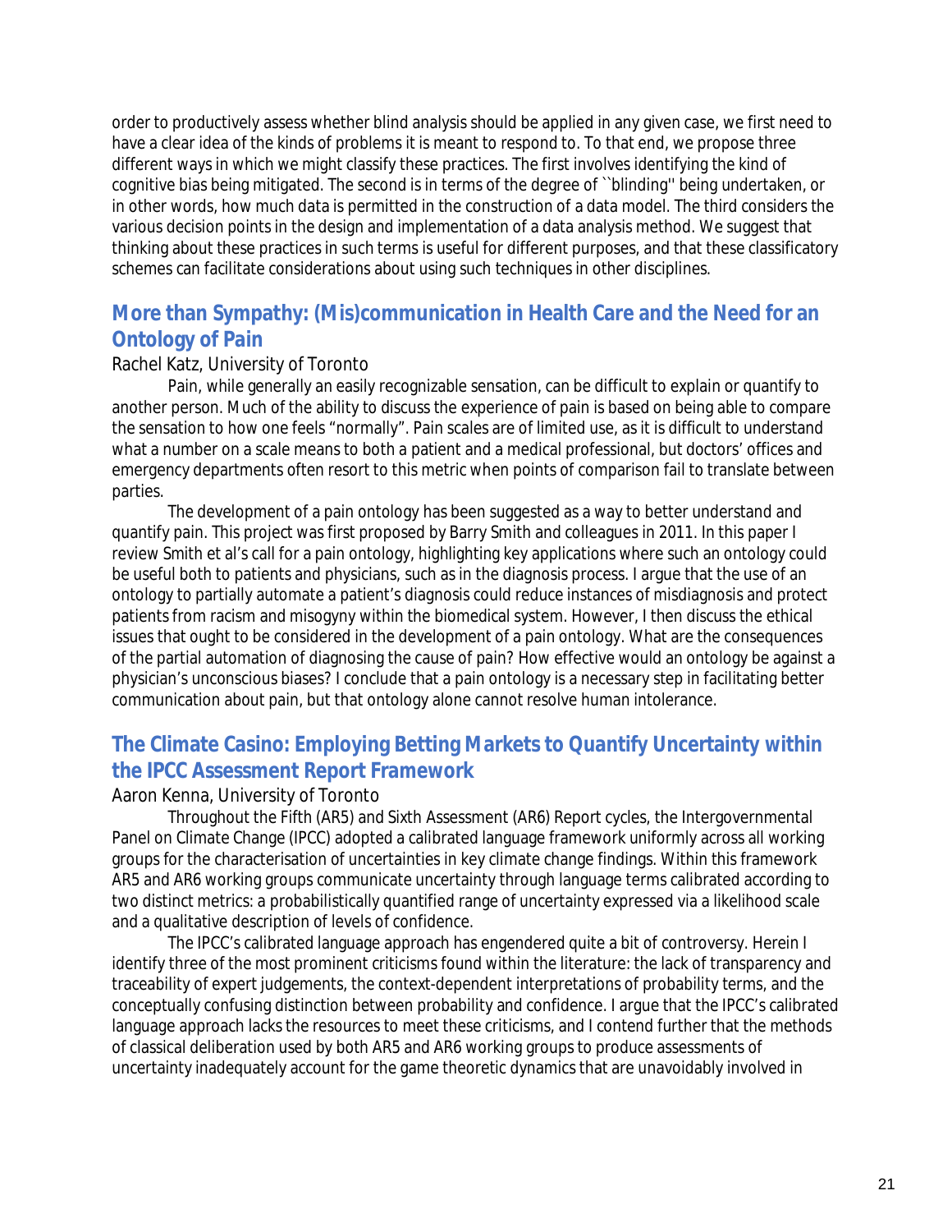order to productively assess whether blind analysis should be applied in any given case, we first need to have a clear idea of the kinds of problems it is meant to respond to. To that end, we propose three different ways in which we might classify these practices. The first involves identifying the kind of cognitive bias being mitigated. The second is in terms of the degree of ``blinding'' being undertaken, or in other words, how much data is permitted in the construction of a data model. The third considers the various decision points in the design and implementation of a data analysis method. We suggest that thinking about these practices in such terms is useful for different purposes, and that these classificatory schemes can facilitate considerations about using such techniques in other disciplines.

## More than Sympathy: (Mis)communication in Health Care and the Need for an Ontology of Pain

Rachel Katz, University of Toronto

Pain, while generally an easily recognizable sensation, can be difficult to explain or quantify to another person. Much of the ability to discuss the experience of pain is based on being able to compare the sensation to how one feels "normally". Pain scales are of limited use, as it is difficult to understand what a number on a scale means to both a patient and a medical professional, but doctors' offices and emergency departments often resort to this metric when points of comparison fail to translate between parties.

The development of a pain ontology has been suggested as a way to better understand and quantify pain. This project was first proposed by Barry Smith and colleagues in 2011. In this paper I review Smith et al's call for a pain ontology, highlighting key applications where such an ontology could be useful both to patients and physicians, such as in the diagnosis process. I argue that the use of an ontology to partially automate a patient's diagnosis could reduce instances of misdiagnosis and protect patients from racism and misogyny within the biomedical system. However, I then discuss the ethical issues that ought to be considered in the development of a pain ontology. What are the consequences of the partial automation of diagnosing the cause of pain? How effective would an ontology be against a physician's unconscious biases? I conclude that a pain ontology is a necessary step in facilitating better communication about pain, but that ontology alone cannot resolve human intolerance.

## The Climate Casino: Employing Betting Markets to Quantify Uncertainty within the IPCC Assessment Report Framework

Aaron Kenna, University of Toronto

Throughout the Fifth (AR5) and Sixth Assessment (AR6) Report cycles, the Intergovernmental Panel on Climate Change (IPCC) adopted a calibrated language framework uniformly across all working groups for the characterisation of uncertainties in key climate change findings. Within this framework AR5 and AR6 working groups communicate uncertainty through language terms calibrated according to two distinct metrics: a probabilistically quantified range of uncertainty expressed via a likelihood scale and a qualitative description of levels of confidence.

The IPCC's calibrated language approach has engendered quite a bit of controversy. Herein I identify three of the most prominent criticisms found within the literature: the lack of transparency and traceability of expert judgements, the context-dependent interpretations of probability terms, and the conceptually confusing distinction between probability and confidence. I argue that the IPCC's calibrated language approach lacks the resources to meet these criticisms, and I contend further that the methods of classical deliberation used by both AR5 and AR6 working groups to produce assessments of uncertainty inadequately account for the game theoretic dynamics that are unavoidably involved in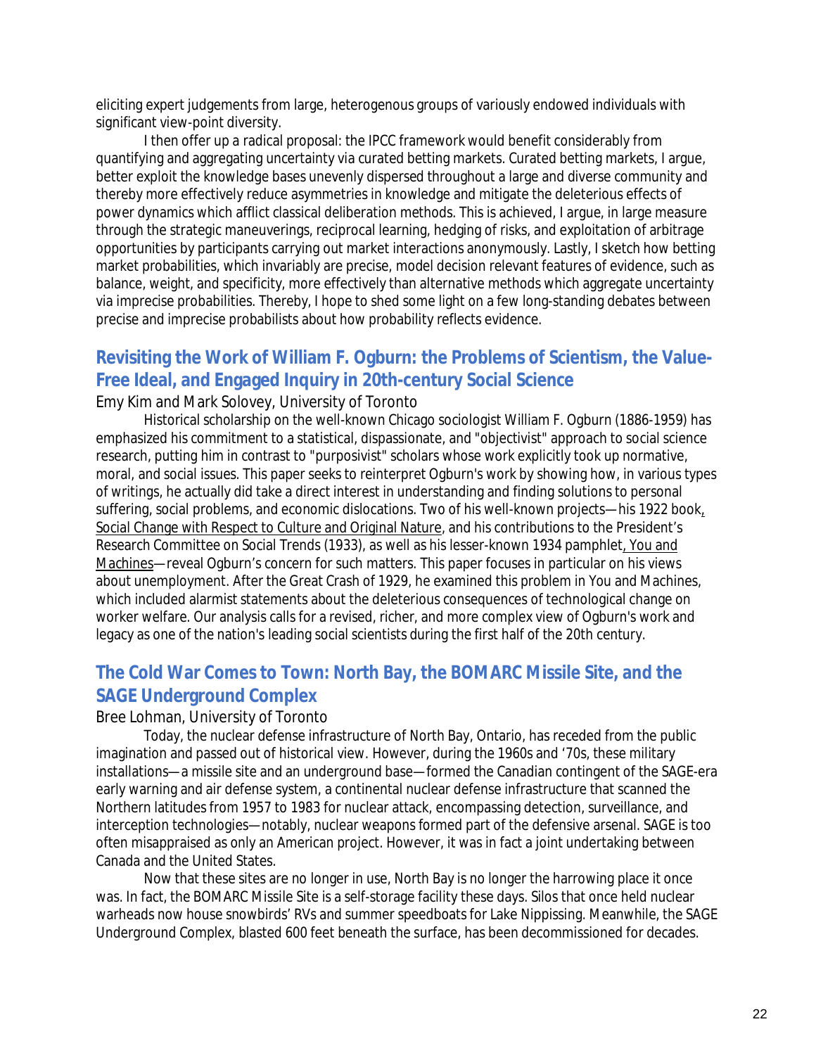eliciting expert judgements from large, heterogenous groups of variously endowed individuals with significant view-point diversity.

I then offer up a radical proposal: the IPCC framework would benefit considerably from quantifying and aggregating uncertainty via curated betting markets. Curated betting markets, I argue, better exploit the knowledge bases unevenly dispersed throughout a large and diverse community and thereby more effectively reduce asymmetries in knowledge and mitigate the deleterious effects of power dynamics which afflict classical deliberation methods. This is achieved, I argue, in large measure through the strategic maneuverings, reciprocal learning, hedging of risks, and exploitation of arbitrage opportunities by participants carrying out market interactions anonymously. Lastly, I sketch how betting market probabilities, which invariably are precise, model decision relevant features of evidence, such as balance, weight, and specificity, more effectively than alternative methods which aggregate uncertainty via imprecise probabilities. Thereby, I hope to shed some light on a few long-standing debates between precise and imprecise probabilists about how probability reflects evidence.

## Revisiting the Work of William F. Ogburn: the Problems of Scientism, the Value-Free Ideal, and Engaged Inquiry in 20th-century Social Science

Emy Kim and Mark Solovey, University of Toronto

Historical scholarship on the well-known Chicago sociologist William F. Ogburn (1886-1959) has emphasized his commitment to a statistical, dispassionate, and "objectivist" approach to social science research, putting him in contrast to "purposivist" scholars whose work explicitly took up normative, moral, and social issues. This paper seeks to reinterpret Ogburn's work by showing how, in various types of writings, he actually did take a direct interest in understanding and finding solutions to personal suffering, social problems, and economic dislocations. Two of his well-known projects—his 1922 book, Social Change with Respect to Culture and Original Nature, and his contributions to the President's Research Committee on Social Trends (1933), as well as his lesser-known 1934 pamphlet, You and Machines—reveal Ogburn's concern for such matters. This paper focuses in particular on his views about unemployment. After the Great Crash of 1929, he examined this problem in You and Machines, which included alarmist statements about the deleterious consequences of technological change on worker welfare. Our analysis calls for a revised, richer, and more complex view of Ogburn's work and legacy as one of the nation's leading social scientists during the first half of the 20th century.

## The Cold War Comes to Town: North Bay, the BOMARC Missile Site, and the SAGE Underground Complex

Bree Lohman, University of Toronto

Today, the nuclear defense infrastructure of North Bay, Ontario, has receded from the public imagination and passed out of historical view. However, during the 1960s and '70s, these military installations—a missile site and an underground base—formed the Canadian contingent of the SAGE-era early warning and air defense system, a continental nuclear defense infrastructure that scanned the Northern latitudes from 1957 to 1983 for nuclear attack, encompassing detection, surveillance, and interception technologies—notably, nuclear weapons formed part of the defensive arsenal. SAGE is too often misappraised as only an American project. However, it was in fact a joint undertaking between Canada and the United States.

Now that these sites are no longer in use, North Bay is no longer the harrowing place it once was. In fact, the BOMARC Missile Site is a self-storage facility these days. Silos that once held nuclear warheads now house snowbirds' RVs and summer speedboats for Lake Nipissing. Meanwhile, the SAGE Underground Complex, blasted 600 feet beneath the surface, has been decommissioned for decades.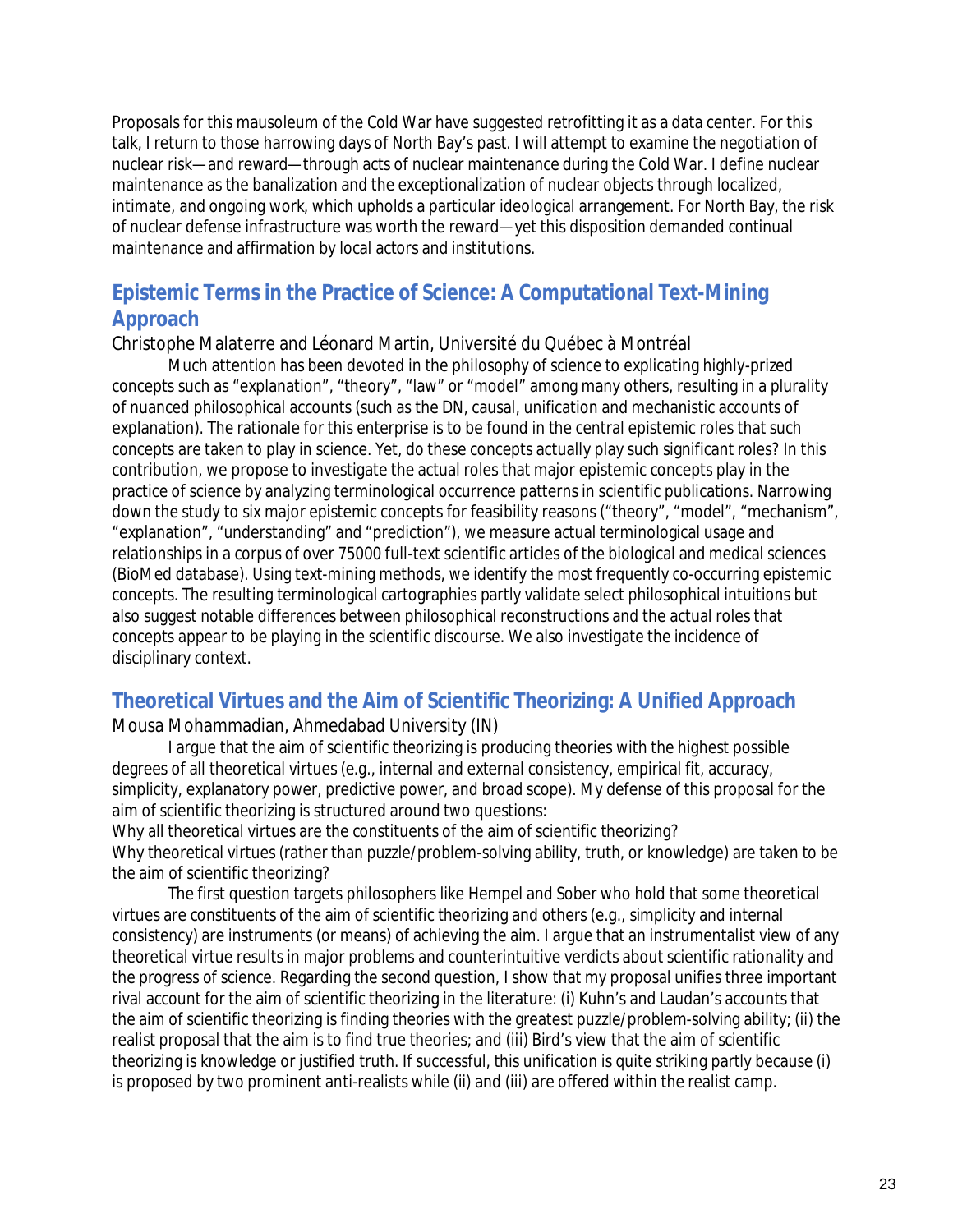Proposals for this mausoleum of the Cold War have suggested retrofitting it as a data center. For this talk, I return to those harrowing days of North Bay's past. I will attempt to examine the negotiation of nuclear risk—and reward—through acts of nuclear maintenance during the Cold War. I define nuclear maintenance as the banalization and the exceptionalization of nuclear objects through localized, intimate, and ongoing work, which upholds a particular ideological arrangement. For North Bay, the risk of nuclear defense infrastructure was worth the reward—yet this disposition demanded continual maintenance and affirmation by local actors and institutions.

## Epistemic Terms in the Practice of Science: A Computational Text-Mining Approach

Christophe Malaterre and Léonard Martin, Université du Québec à Montréal

Much attention has been devoted in the philosophy of science to explicating highly-prized concepts such as "explanation", "theory", "law" or "model" among many others, resulting in a plurality of nuanced philosophical accounts (such as the DN, causal, unification and mechanistic accounts of explanation). The rationale for this enterprise is to be found in the central epistemic roles that such concepts are taken to play in science. Yet, do these concepts actually play such significant roles? In this contribution, we propose to investigate the actual roles that major epistemic concepts play in the practice of science by analyzing terminological occurrence patterns in scientific publications. Narrowing down the study to six major epistemic concepts for feasibility reasons ("theory", "model", "mechanism", "explanation", "understanding" and "prediction"), we measure actual terminological usage and relationships in a corpus of over 75000 full-text scientific articles of the biological and medical sciences (BioMed database). Using text-mining methods, we identify the most frequently co-occurring epistemic concepts. The resulting terminological cartographies partly validate select philosophical intuitions but also suggest notable differences between philosophical reconstructions and the actual roles that concepts appear to be playing in the scientific discourse. We also investigate the incidence of disciplinary context.

## Theoretical Virtues and the Aim of Scientific Theorizing: A Unified Approach

Mousa Mohammadian, Ahmedabad University (IN)

I argue that the aim of scientific theorizing is producing theories with the highest possible degrees of all theoretical virtues (e.g., internal and external consistency, empirical fit, accuracy, simplicity, explanatory power, predictive power, and broad scope). My defense of this proposal for the aim of scientific theorizing is structured around two questions:

Why all theoretical virtues are the constituents of the aim of scientific theorizing?

Why theoretical virtues (rather than puzzle/problem-solving ability, truth, or knowledge) are taken to be the aim of scientific theorizing?

The first question targets philosophers like Hempel and Sober who hold that some theoretical virtues are constituents of the aim of scientific theorizing and others (e.g., simplicity and internal consistency) are instruments (or means) of achieving the aim. I argue that an instrumentalist view of any theoretical virtue results in major problems and counterintuitive verdicts about scientific rationality and the progress of science. Regarding the second question, I show that my proposal unifies three important rival account for the aim of scientific theorizing in the literature: (i) Kuhn's and Laudan's accounts that the aim of scientific theorizing is finding theories with the greatest puzzle/problem-solving ability; (ii) the realist proposal that the aim is to find true theories; and (iii) Bird's view that the aim of scientific theorizing is knowledge or justified truth. If successful, this unification is quite striking partly because (i) is proposed by two prominent anti-realists while (ii) and (iii) are offered within the realist camp.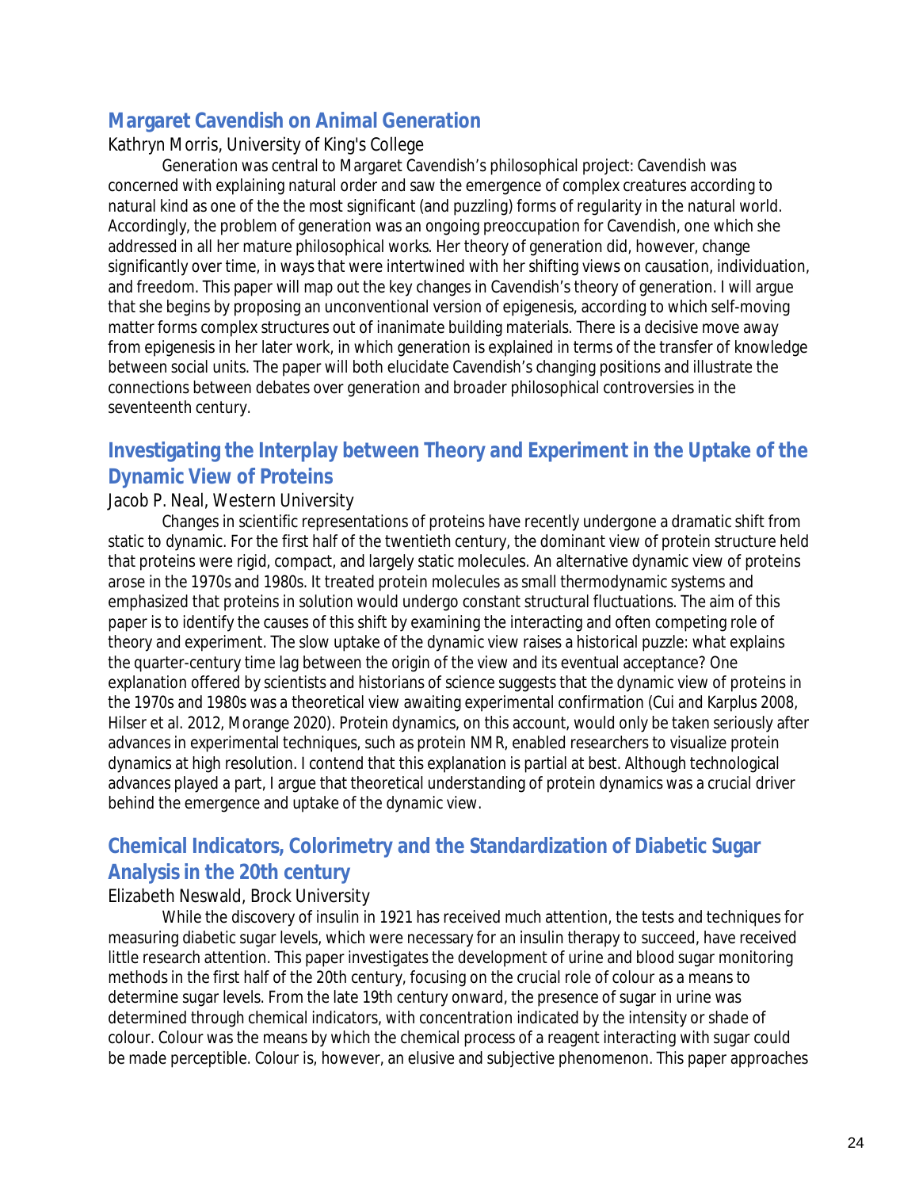## Margaret Cavendish on Animal Generation

Kathryn Morris, University of King's College

Generation was central to Margaret Cavendish's philosophical project: Cavendish was concerned with explaining natural order and saw the emergence of complex creatures according to natural kind as one of the the most significant (and puzzling) forms of regularity in the natural world. Accordingly, the problem of generation was an ongoing preoccupation for Cavendish, one which she addressed in all her mature philosophical works. Her theory of generation did, however, change significantly over time, in ways that were intertwined with her shifting views on causation, individuation, and freedom. This paper will map out the key changes in Cavendish's theory of generation. I will argue that she begins by proposing an unconventional version of epigenesis, according to which self-moving matter forms complex structures out of inanimate building materials. There is a decisive move away from epigenesis in her later work, in which generation is explained in terms of the transfer of knowledge between social units. The paper will both elucidate Cavendish's changing positions and illustrate the connections between debates over generation and broader philosophical controversies in the seventeenth century.

## Investigating the Interplay between Theory and Experiment in the Uptake of the Dynamic View of Proteins

Jacob P. Neal, Western University

Changes in scientific representations of proteins have recently undergone a dramatic shift from static to dynamic. For the first half of the twentieth century, the dominant view of protein structure held that proteins were rigid, compact, and largely static molecules. An alternative dynamic view of proteins arose in the 1970s and 1980s. It treated protein molecules as small thermodynamic systems and emphasized that proteins in solution would undergo constant structural fluctuations. The aim of this paper is to identify the causes of this shift by examining the interacting and often competing role of theory and experiment. The slow uptake of the dynamic view raises a historical puzzle: what explains the quarter-century time lag between the origin of the view and its eventual acceptance? One explanation offered by scientists and historians of science suggests that the dynamic view of proteins in the 1970s and 1980s was a theoretical view awaiting experimental confirmation (Cui and Karplus 2008, Hilser et al. 2012, Morange 2020). Protein dynamics, on this account, would only be taken seriously after advances in experimental techniques, such as protein NMR, enabled researchers to visualize protein dynamics at high resolution. I contend that this explanation is partial at best. Although technological advances played a part, I argue that theoretical understanding of protein dynamics was a crucial driver behind the emergence and uptake of the dynamic view.

## Chemical Indicators, Colorimetry and the Standardization of Diabetic Sugar Analysis in the 20th century

Elizabeth Neswald, Brock University

While the discovery of insulin in 1921 has received much attention, the tests and techniques for measuring diabetic sugar levels, which were necessary for an insulin therapy to succeed, have received little research attention. This paper investigates the development of urine and blood sugar monitoring methods in the first half of the 20th century, focusing on the crucial role of colour as a means to determine sugar levels. From the late 19th century onward, the presence of sugar in urine was determined through chemical indicators, with concentration indicated by the intensity or shade of colour. Colour was the means by which the chemical process of a reagent interacting with sugar could be made perceptible. Colour is, however, an elusive and subjective phenomenon. This paper approaches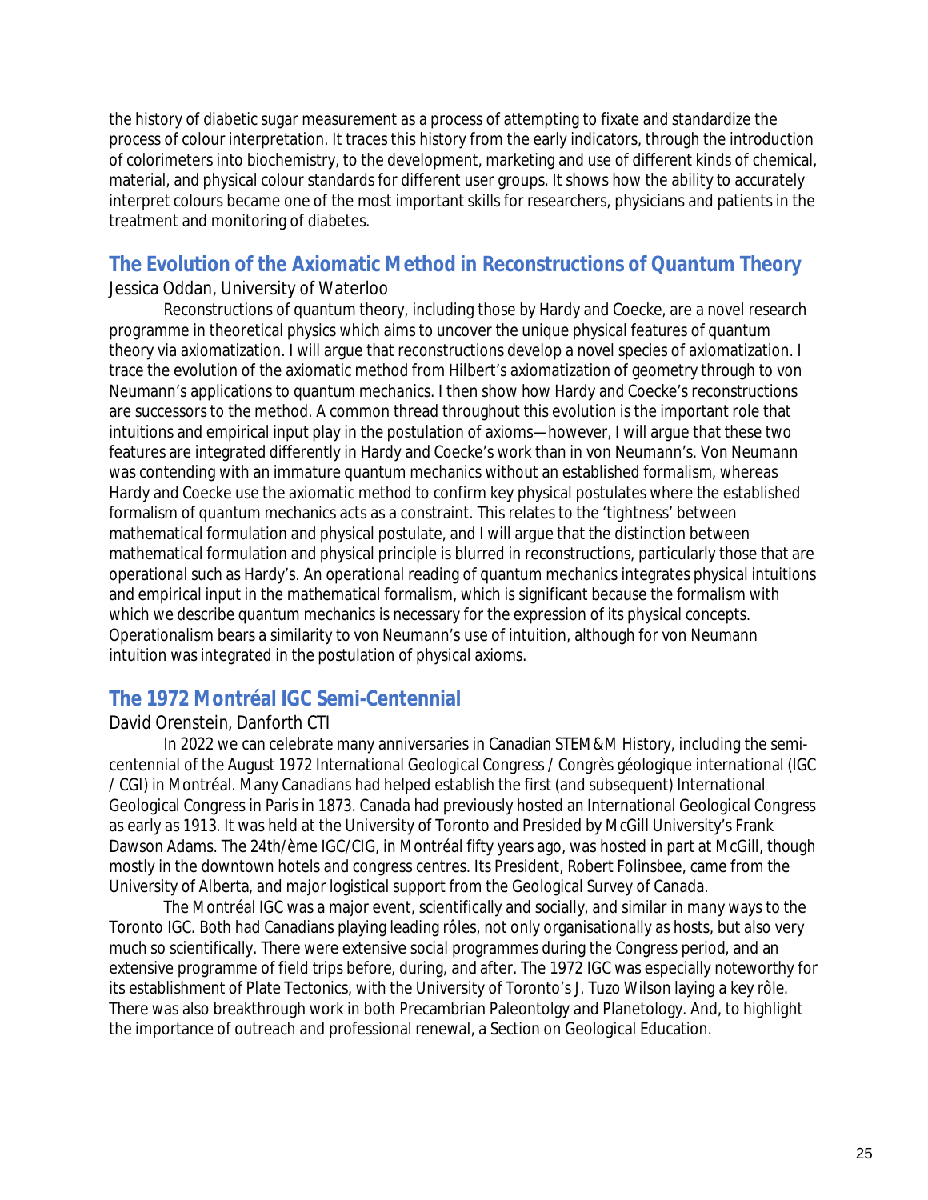the history of diabetic sugar measurement as a process of attempting to fixate and standardize the process of colour interpretation. It traces this history from the early indicators, through the introduction of colorimeters into biochemistry, to the development, marketing and use of different kinds of chemical, material, and physical colour standards for different user groups. It shows how the ability to accurately interpret colours became one of the most important skills for researchers, physicians and patients in the treatment and monitoring of diabetes.

## The Evolution of the Axiomatic Method in Reconstructions of Quantum Theory

Jessica Oddan, University of Waterloo

Reconstructions of quantum theory, including those by Hardy and Coecke, are a novel research programme in theoretical physics which aims to uncover the unique physical features of quantum theory via axiomatization. I will argue that reconstructions develop a novel species of axiomatization. I trace the evolution of the axiomatic method from Hilbert's axiomatization of geometry through to von Neumann's applications to quantum mechanics. I then show how Hardy and Coecke's reconstructions are successors to the method. A common thread throughout this evolution is the important role that intuitions and empirical input play in the postulation of axioms—however, I will argue that these two features are integrated differently in Hardy and Coecke's work than in von Neumann's. Von Neumann was contending with an immature quantum mechanics without an established formalism, whereas Hardy and Coecke use the axiomatic method to confirm key physical postulates where the established formalism of quantum mechanics acts as a constraint. This relates to the 'tightness' between mathematical formulation and physical postulate, and I will argue that the distinction between mathematical formulation and physical principle is blurred in reconstructions, particularly those that are operational such as Hardy's. An operational reading of quantum mechanics integrates physical intuitions and empirical input in the mathematical formalism, which is significant because the formalism with which we describe quantum mechanics is necessary for the expression of its physical concepts. Operationalism bears a similarity to von Neumann's use of intuition, although for von Neumann intuition was integrated in the postulation of physical axioms.

## The 1972 Montréal IGC Semi-Centennial

David Orenstein, Danforth CTI

In 2022 we can celebrate many anniversaries in Canadian STEM&M History, including the semi-centennial of the August 1972 International Geological Congress / Congrès géologique international (IGC / CGI) in Montréal. Many Canadians had helped establish the first (and subsequent) International Geological Congress in Paris in 1873. Canada had previously hosted an International Geological Congress as early as 1913. It was held at the University of Toronto and Presided by McGill University's Frank Dawson Adams. The 24th/ème IGC/CIG, in Montréal fifty years ago, was hosted in part at McGill, though mostly in the downtown hotels and congress centres. Its President, Robert Folinsbee, came from the University of Alberta, and major logistical support from the Geological Survey of Canada.

The Montréal IGC was a major event, scientifically and socially, and similar in many ways to the Toronto IGC. Both had Canadians playing leading rôles, not only organisationally as hosts, but also very much so scientifically. There were extensive social programmes during the Congress period, and an extensive programme of field trips before, during, and after. The 1972 IGC was especially noteworthy for its establishment of Plate Tectonics, with the University of Toronto's J. Tuzo Wilson laying a key rôle. There was also breakthrough work in both Precambrian Paleontolgy and Planetology. And, to highlight the importance of outreach and professional renewal, a Section on Geological Education.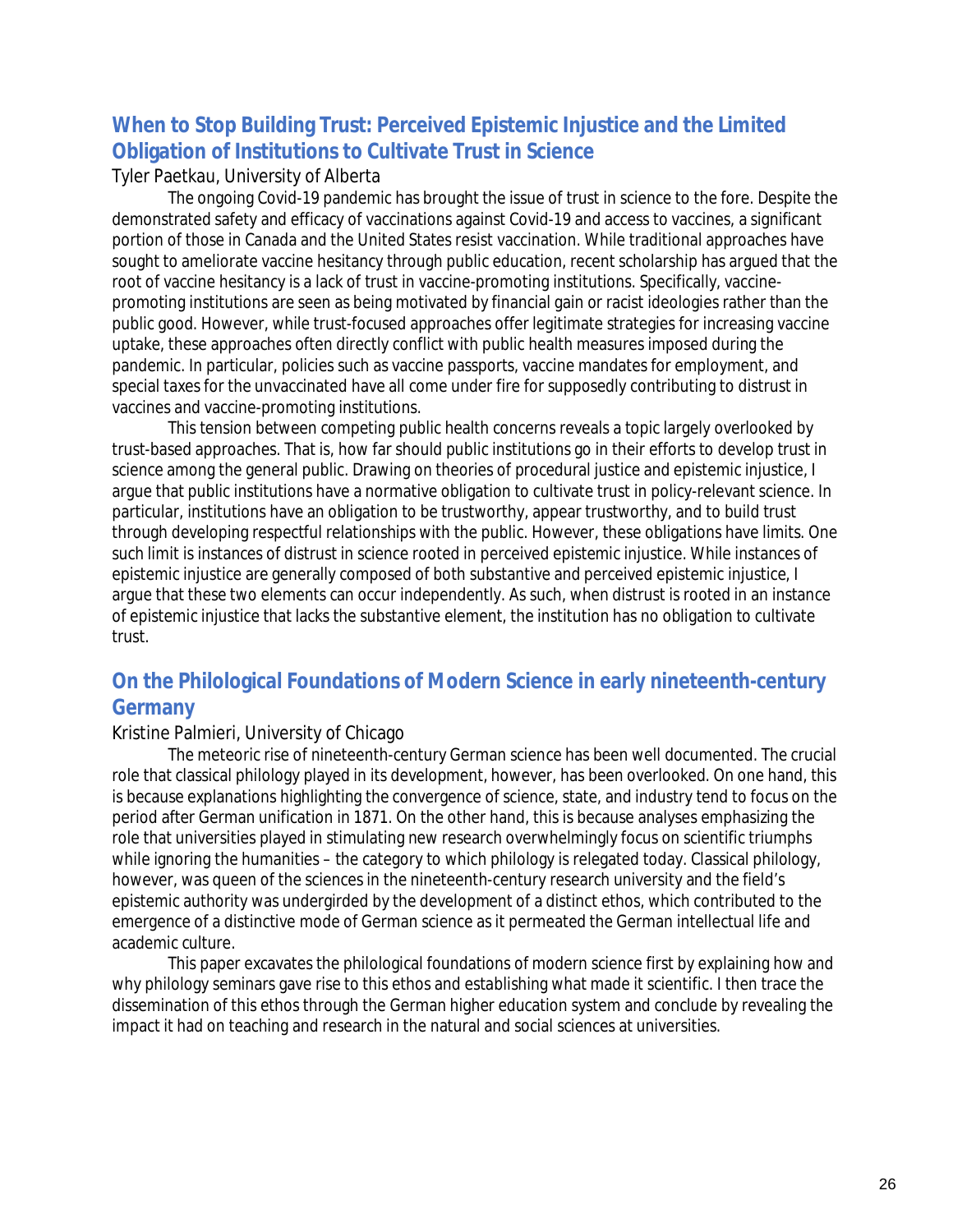## When to Stop Building Trust: Perceived Epistemic Injustice and the Limited Obligation of Institutions to Cultivate Trust in Science

Tyler Paetkau, University of Alberta

The ongoing Covid-19 pandemic has brought the issue of trust in science to the fore. Despite the demonstrated safety and efficacy of vaccinations against Covid-19 and access to vaccines, a significant portion of those in Canada and the United States resist vaccination. While traditional approaches have sought to ameliorate vaccine hesitancy through public education, recent scholarship has argued that the root of vaccine hesitancy is a lack of trust in vaccine-promoting institutions. Specifically, vaccine-promoting institutions are seen as being motivated by financial gain or racist ideologies rather than the public good. However, while trust-focused approaches offer legitimate strategies for increasing vaccine uptake, these approaches often directly conflict with public health measures imposed during the pandemic. In particular, policies such as vaccine passports, vaccine mandates for employment, and special taxes for the unvaccinated have all come under fire for supposedly contributing to distrust in vaccines and vaccine-promoting institutions.

This tension between competing public health concerns reveals a topic largely overlooked by trust-based approaches. That is, how far should public institutions go in their efforts to develop trust in science among the general public. Drawing on theories of procedural justice and epistemic injustice, I argue that public institutions have a normative obligation to cultivate trust in policy-relevant science. In particular, institutions have an obligation to be trustworthy, appear trustworthy, and to build trust through developing respectful relationships with the public. However, these obligations have limits. One such limit is instances of distrust in science rooted in perceived epistemic injustice. While instances of epistemic injustice are generally composed of both substantive and perceived epistemic injustice, I argue that these two elements can occur independently. As such, when distrust is rooted in an instance of epistemic injustice that lacks the substantive element, the institution has no obligation to cultivate trust.

## On the Philological Foundations of Modern Science in early nineteenth-century Germany

Kristine Palmieri, University of Chicago

The meteoric rise of nineteenth-century German science has been well documented. The crucial role that classical philology played in its development, however, has been overlooked. On one hand, this is because explanations highlighting the convergence of science, state, and industry tend to focus on the period after German unification in 1871. On the other hand, this is because analyses emphasizing the role that universities played in stimulating new research overwhelmingly focus on scientific triumphs while ignoring the humanities – the category to which philology is relegated today. Classical philology, however, was queen of the sciences in the nineteenth-century research university and the field's epistemic authority was undergirded by the development of a distinct ethos, which contributed to the emergence of a distinctive mode of German science as it permeated the German intellectual life and academic culture.

This paper excavates the philological foundations of modern science first by explaining how and why philology seminars gave rise to this ethos and establishing what made it scientific. I then trace the dissemination of this ethos through the German higher education system and conclude by revealing the impact it had on teaching and research in the natural and social sciences at universities.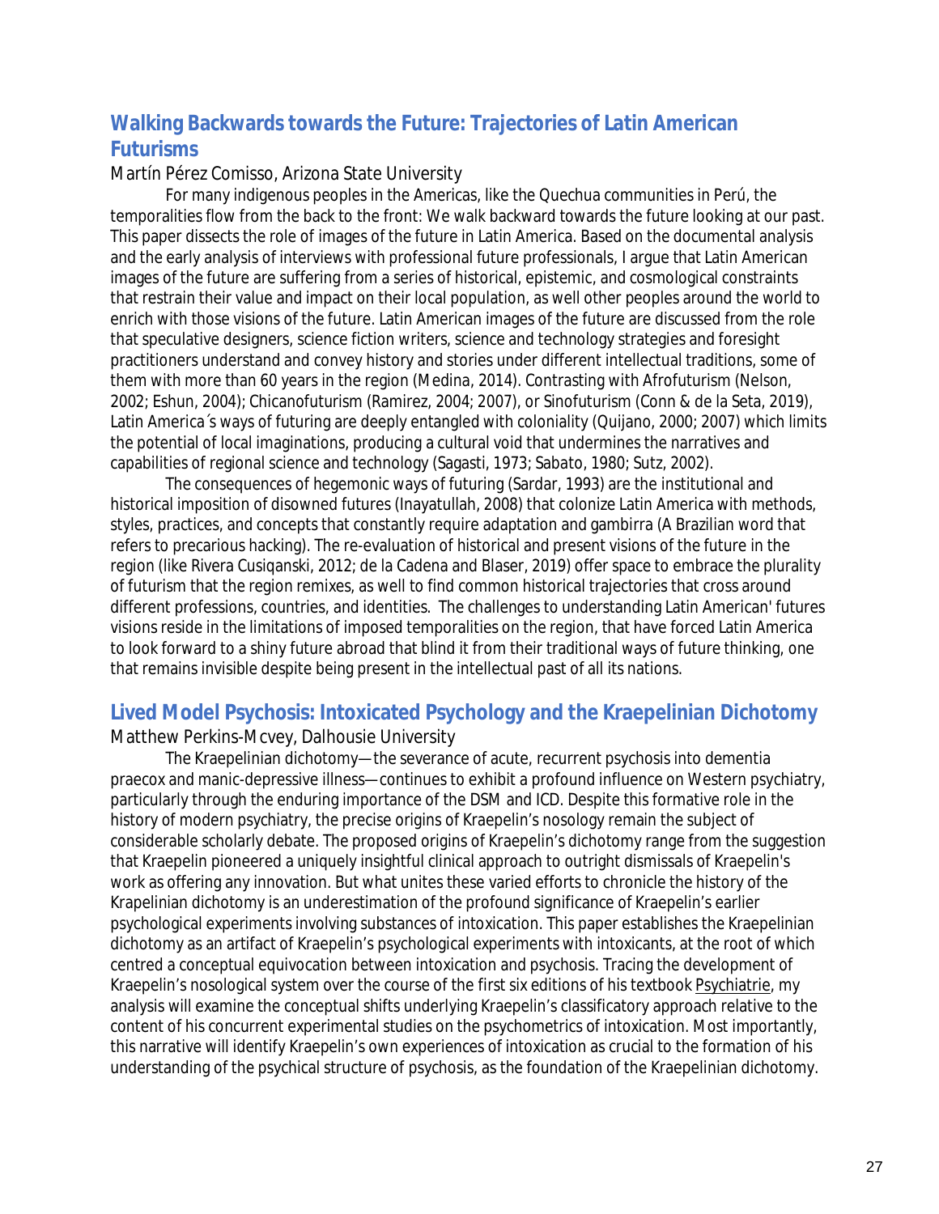## Walking Backwards towards the Future: Trajectories of Latin American Futurisms

Martín Pérez Comisso, Arizona State University

For many indigenous peoples in the Americas, like the Quechua communities in Perú, the temporalities flow from the back to the front: We walk backward towards the future looking at our past. This paper dissects the role of images of the future in Latin America. Based on the documental analysis and the early analysis of interviews with professional future professionals, I argue that Latin American images of the future are suffering from a series of historical, epistemic, and cosmological constraints that restrain their value and impact on their local population, as well other peoples around the world to enrich with those visions of the future. Latin American images of the future are discussed from the role that speculative designers, science fiction writers, science and technology strategies and foresight practitioners understand and convey history and stories under different intellectual traditions, some of them with more than 60 years in the region (Medina, 2014). Contrasting with Afrofuturism (Nelson, 2002; Eshun, 2004); Chicanofuturism (Ramirez, 2004; 2007), or Sinofuturism (Conn & de la Seta, 2019), Latin America´s ways of futuring are deeply entangled with coloniality (Quijano, 2000; 2007) which limits the potential of local imaginations, producing a cultural void that undermines the narratives and capabilities of regional science and technology (Sagasti, 1973; Sabato, 1980; Sutz, 2002).

The consequences of hegemonic ways of futuring (Sardar, 1993) are the institutional and historical imposition of disowned futures (Inayatullah, 2008) that colonize Latin America with methods, styles, practices, and concepts that constantly require adaptation and gambirra (A Brazilian word that refers to precarious hacking). The re-evaluation of historical and present visions of the future in the region (like Rivera Cusiqanski, 2012; de la Cadena and Blaser, 2019) offer space to embrace the plurality of futurism that the region remixes, as well to find common historical trajectories that cross around different professions, countries, and identities. The challenges to understanding Latin American' futures visions reside in the limitations of imposed temporalities on the region, that have forced Latin America to look forward to a shiny future abroad that blind it from their traditional ways of future thinking, one that remains invisible despite being present in the intellectual past of all its nations.

## Lived Model Psychosis: Intoxicated Psychology and the Kraepelinian Dichotomy

Matthew Perkins-Mcvey, Dalhousie University

The Kraepelinian dichotomy—the severance of acute, recurrent psychosis into dementia praecox and manic-depressive illness—continues to exhibit a profound influence on Western psychiatry, particularly through the enduring importance of the DSM and ICD. Despite this formative role in the history of modern psychiatry, the precise origins of Kraepelin's nosology remain the subject of considerable scholarly debate. The proposed origins of Kraepelin's dichotomy range from the suggestion that Kraepelin pioneered a uniquely insightful clinical approach to outright dismissals of Kraepelin's work as offering any innovation. But what unites these varied efforts to chronicle the history of the Krapelinian dichotomy is an underestimation of the profound significance of Kraepelin's earlier psychological experiments involving substances of intoxication. This paper establishes the Kraepelinian dichotomy as an artifact of Kraepelin's psychological experiments with intoxicants, at the root of which centred a conceptual equivocation between intoxication and psychosis. Tracing the development of Kraepelin's nosological system over the course of the first six editions of his textbook Psychiatrie, my analysis will examine the conceptual shifts underlying Kraepelin's classificatory approach relative to the content of his concurrent experimental studies on the psychometrics of intoxication. Most importantly, this narrative will identify Kraepelin's own experiences of intoxication as crucial to the formation of his understanding of the psychical structure of psychosis, as the foundation of the Kraepelinian dichotomy.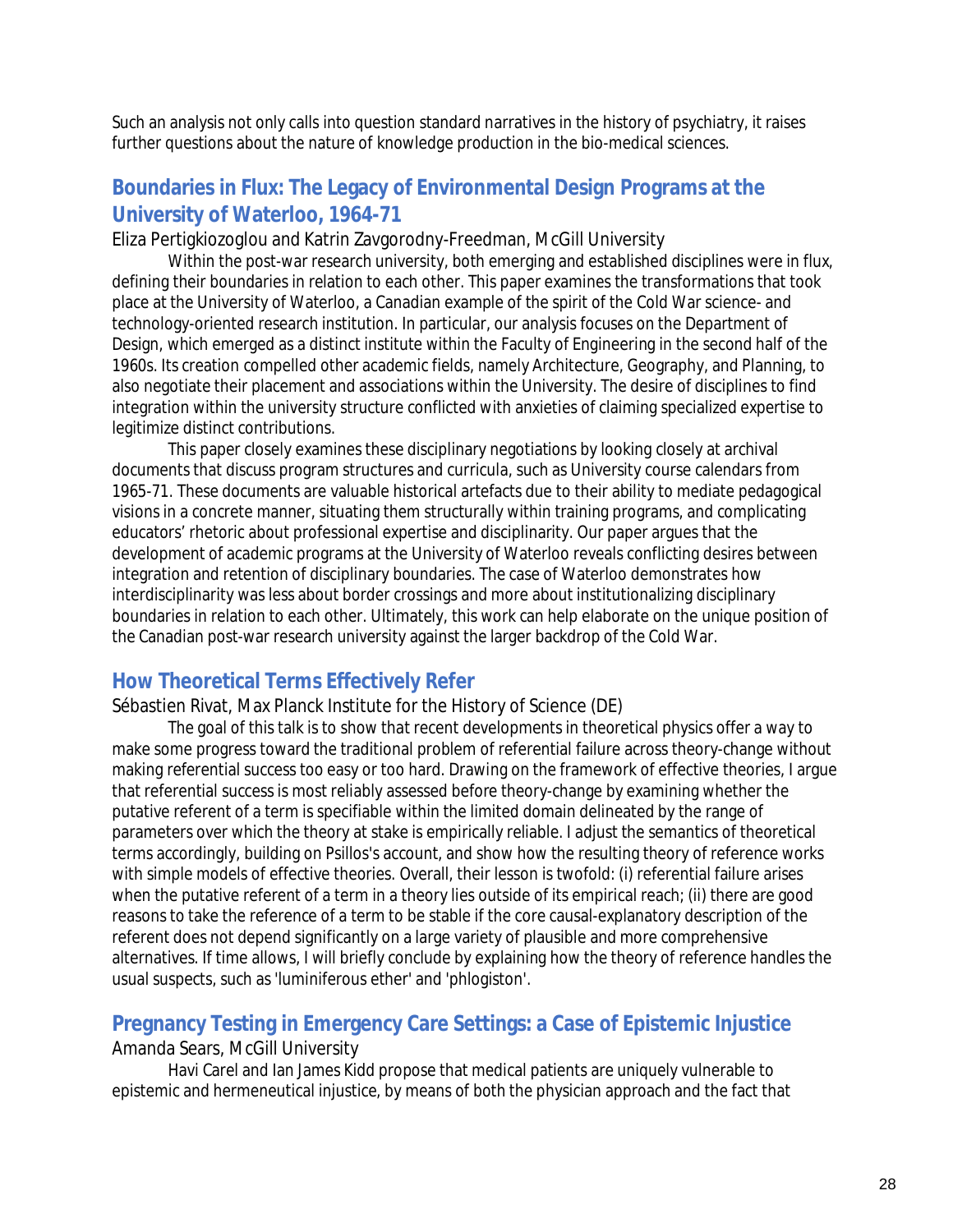Such an analysis not only calls into question standard narratives in the history of psychiatry, it raises further questions about the nature of knowledge production in the bio-medical sciences.

## Boundaries in Flux: The Legacy of Environmental Design Programs at the University of Waterloo, 1964-71

Eliza Pertigkiozoglou and Katrin Zavgorodny-Freedman, McGill University

Within the post-war research university, both emerging and established disciplines were in flux, defining their boundaries in relation to each other. This paper examines the transformations that took place at the University of Waterloo, a Canadian example of the spirit of the Cold War science- and technology-oriented research institution. In particular, our analysis focuses on the Department of Design, which emerged as a distinct institute within the Faculty of Engineering in the second half of the 1960s. Its creation compelled other academic fields, namely Architecture, Geography, and Planning, to also negotiate their placement and associations within the University. The desire of disciplines to find integration within the university structure conflicted with anxieties of claiming specialized expertise to legitimize distinct contributions.

This paper closely examines these disciplinary negotiations by looking closely at archival documents that discuss program structures and curricula, such as University course calendars from 1965-71. These documents are valuable historical artefacts due to their ability to mediate pedagogical visions in a concrete manner, situating them structurally within training programs, and complicating educators' rhetoric about professional expertise and disciplinarity. Our paper argues that the development of academic programs at the University of Waterloo reveals conflicting desires between integration and retention of disciplinary boundaries. The case of Waterloo demonstrates how interdisciplinarity was less about border crossings and more about institutionalizing disciplinary boundaries in relation to each other. Ultimately, this work can help elaborate on the unique position of the Canadian post-war research university against the larger backdrop of the Cold War.

## How Theoretical Terms Effectively Refer

Sébastien Rivat, Max Planck Institute for the History of Science (DE)

The goal of this talk is to show that recent developments in theoretical physics offer a way to make some progress toward the traditional problem of referential failure across theory-change without making referential success too easy or too hard. Drawing on the framework of effective theories, I argue that referential success is most reliably assessed before theory-change by examining whether the putative referent of a term is specifiable within the limited domain delineated by the range of parameters over which the theory at stake is empirically reliable. I adjust the semantics of theoretical terms accordingly, building on Psillos's account, and show how the resulting theory of reference works with simple models of effective theories. Overall, their lesson is twofold: (i) referential failure arises when the putative referent of a term in a theory lies outside of its empirical reach; (ii) there are good reasons to take the reference of a term to be stable if the core causal-explanatory description of the referent does not depend significantly on a large variety of plausible and more comprehensive alternatives. If time allows, I will briefly conclude by explaining how the theory of reference handles the usual suspects, such as 'luminiferous ether' and 'phlogiston'.

## Pregnancy Testing in Emergency Care Settings: a Case of Epistemic Injustice

Amanda Sears, McGill University

Havi Carel and Ian James Kidd propose that medical patients are uniquely vulnerable to epistemic and hermeneutical injustice, by means of both the physician approach and the fact that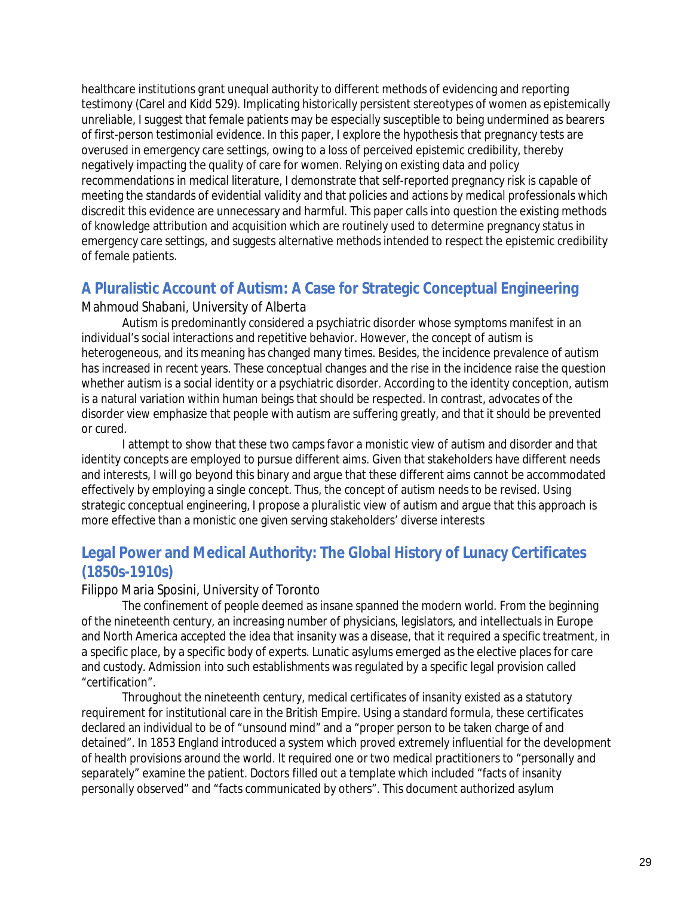healthcare institutions grant unequal authority to different methods of evidencing and reporting testimony (Carel and Kidd 529). Implicating historically persistent stereotypes of women as epistemically unreliable, I suggest that female patients may be especially susceptible to being undermined as bearers of first-person testimonial evidence. In this paper, I explore the hypothesis that pregnancy tests are overused in emergency care settings, owing to a loss of perceived epistemic credibility, thereby negatively impacting the quality of care for women. Relying on existing data and policy recommendations in medical literature, I demonstrate that self-reported pregnancy risk is capable of meeting the standards of evidential validity and that policies and actions by medical professionals which discredit this evidence are unnecessary and harmful. This paper calls into question the existing methods of knowledge attribution and acquisition which are routinely used to determine pregnancy status in emergency care settings, and suggests alternative methods intended to respect the epistemic credibility of female patients.

## A Pluralistic Account of Autism: A Case for Strategic Conceptual Engineering

Mahmoud Shabani, University of Alberta

Autism is predominantly considered a psychiatric disorder whose symptoms manifest in an individual's social interactions and repetitive behavior. However, the concept of autism is heterogeneous, and its meaning has changed many times. Besides, the incidence prevalence of autism has increased in recent years. These conceptual changes and the rise in the incidence raise the question whether autism is a social identity or a psychiatric disorder. According to the identity conception, autism is a natural variation within human beings that should be respected. In contrast, advocates of the disorder view emphasize that people with autism are suffering greatly, and that it should be prevented or cured.

I attempt to show that these two camps favor a monistic view of autism and disorder and that identity concepts are employed to pursue different aims. Given that stakeholders have different needs and interests, I will go beyond this binary and argue that these different aims cannot be accommodated effectively by employing a single concept. Thus, the concept of autism needs to be revised. Using strategic conceptual engineering, I propose a pluralistic view of autism and argue that this approach is more effective than a monistic one given serving stakeholders' diverse interests

## Legal Power and Medical Authority: The Global History of Lunacy Certificates (1850s-1910s)

Filippo Maria Sposini, University of Toronto

The confinement of people deemed as insane spanned the modern world. From the beginning of the nineteenth century, an increasing number of physicians, legislators, and intellectuals in Europe and North America accepted the idea that insanity was a disease, that it required a specific treatment, in a specific place, by a specific body of experts. Lunatic asylums emerged as the elective places for care and custody. Admission into such establishments was regulated by a specific legal provision called "certification".

Throughout the nineteenth century, medical certificates of insanity existed as a statutory requirement for institutional care in the British Empire. Using a standard formula, these certificates declared an individual to be of "unsound mind" and a "proper person to be taken charge of and detained". In 1853 England introduced a system which proved extremely influential for the development of health provisions around the world. It required one or two medical practitioners to "personally and separately" examine the patient. Doctors filled out a template which included "facts of insanity personally observed" and "facts communicated by others". This document authorized asylum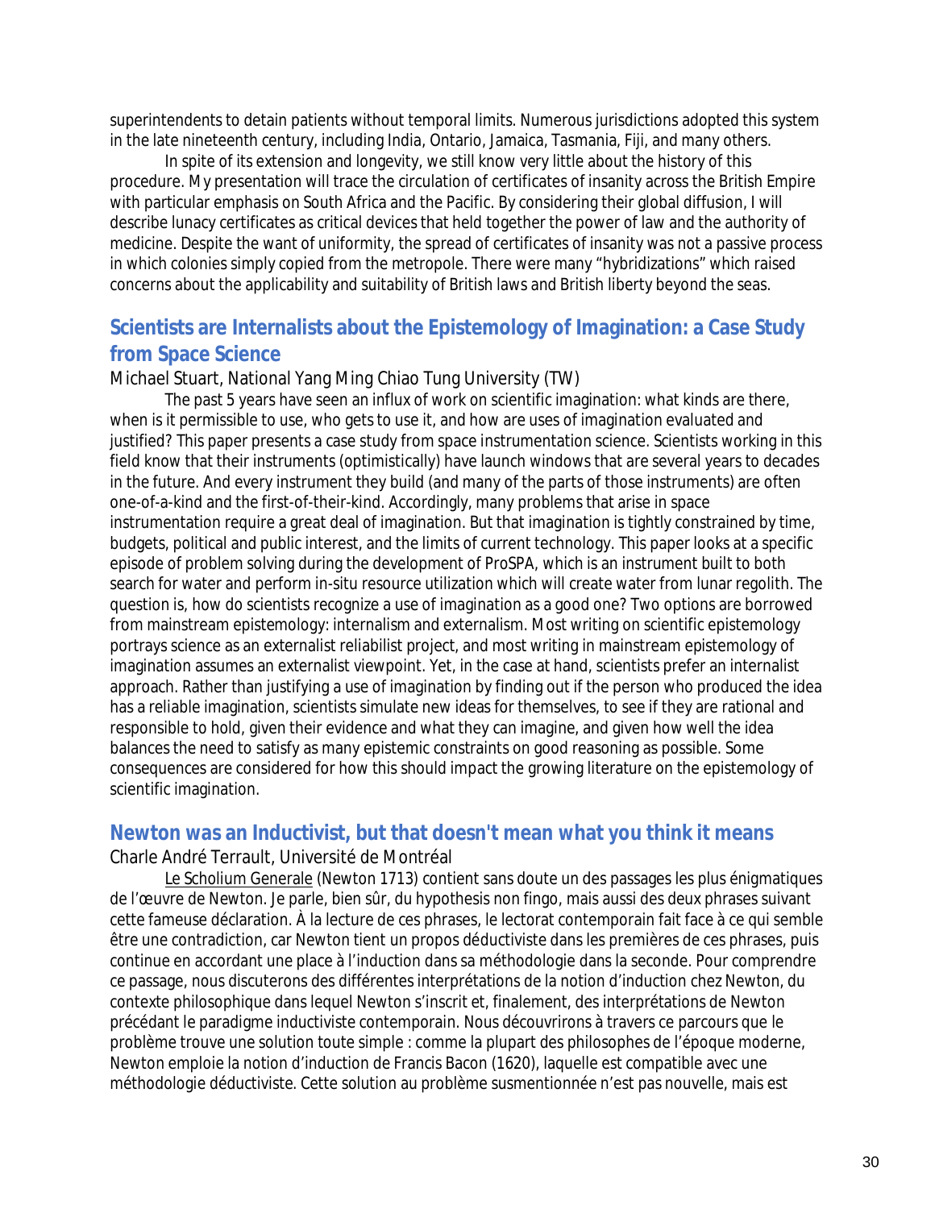superintendents to detain patients without temporal limits. Numerous jurisdictions adopted this system in the late nineteenth century, including India, Ontario, Jamaica, Tasmania, Fiji, and many others.

In spite of its extension and longevity, we still know very little about the history of this procedure. My presentation will trace the circulation of certificates of insanity across the British Empire with particular emphasis on South Africa and the Pacific. By considering their global diffusion, I will describe lunacy certificates as critical devices that held together the power of law and the authority of medicine. Despite the want of uniformity, the spread of certificates of insanity was not a passive process in which colonies simply copied from the metropole. There were many "hybridizations" which raised concerns about the applicability and suitability of British laws and British liberty beyond the seas.

## Scientists are Internalists about the Epistemology of Imagination: a Case Study from Space Science

Michael Stuart, National Yang Ming Chiao Tung University (TW)

The past 5 years have seen an influx of work on scientific imagination: what kinds are there, when is it permissible to use, who gets to use it, and how are uses of imagination evaluated and justified? This paper presents a case study from space instrumentation science. Scientists working in this field know that their instruments (optimistically) have launch windows that are several years to decades in the future. And every instrument they build (and many of the parts of those instruments) are often one-of-a-kind and the first-of-their-kind. Accordingly, many problems that arise in space instrumentation require a great deal of imagination. But that imagination is tightly constrained by time, budgets, political and public interest, and the limits of current technology. This paper looks at a specific episode of problem solving during the development of ProSPA, which is an instrument built to both search for water and perform in-situ resource utilization which will create water from lunar regolith. The question is, how do scientists recognize a use of imagination as a good one? Two options are borrowed from mainstream epistemology: internalism and externalism. Most writing on scientific epistemology portrays science as an externalist reliabilist project, and most writing in mainstream epistemology of imagination assumes an externalist viewpoint. Yet, in the case at hand, scientists prefer an internalist approach. Rather than justifying a use of imagination by finding out if the person who produced the idea has a reliable imagination, scientists simulate new ideas for themselves, to see if they are rational and responsible to hold, given their evidence and what they can imagine, and given how well the idea balances the need to satisfy as many epistemic constraints on good reasoning as possible. Some consequences are considered for how this should impact the growing literature on the epistemology of scientific imagination.

## Newton was an Inductivist, but that doesn't mean what you think it means

Charle André Terrault, Université de Montréal

Le Scholium Generale (Newton 1713) contient sans doute un des passages les plus énigmatiques de l'œuvre de Newton. Je parle, bien sûr, du hypothesis non fingo, mais aussi des deux phrases suivant cette fameuse déclaration. À la lecture de ces phrases, le lectorat contemporain fait face à ce qui semble être une contradiction, car Newton tient un propos déductiviste dans les premières de ces phrases, puis continue en accordant une place à l'induction dans sa méthodologie dans la seconde. Pour comprendre ce passage, nous discuterons des différentes interprétations de la notion d'induction chez Newton, du contexte philosophique dans lequel Newton s'inscrit et, finalement, des interprétations de Newton précédant le paradigme inductiviste contemporain. Nous découvrirons à travers ce parcours que le problème trouve une solution toute simple : comme la plupart des philosophes de l'époque moderne, Newton emploie la notion d'induction de Francis Bacon (1620), laquelle est compatible avec une méthodologie déductiviste. Cette solution au problème susmentionnée n'est pas nouvelle, mais est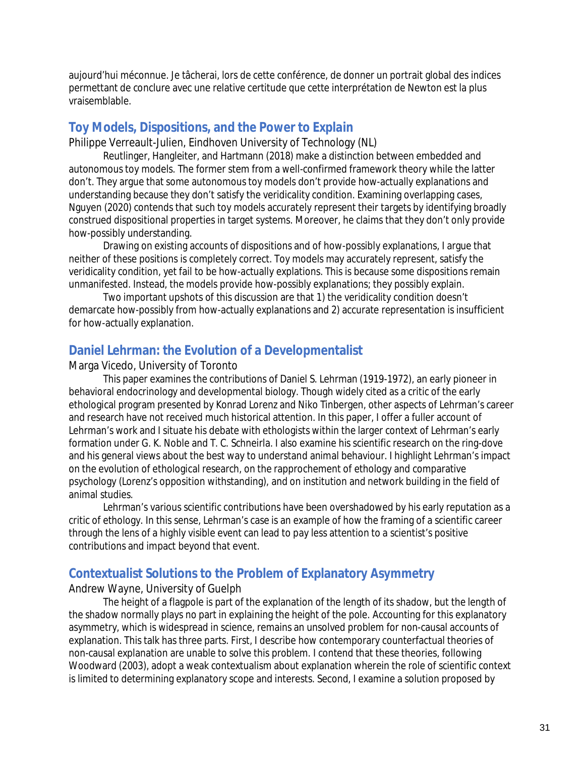aujourd'hui méconnue. Je tâcherai, lors de cette conférence, de donner un portrait global des indices permettant de conclure avec une relative certitude que cette interprétation de Newton est la plus vraisemblable.

## Toy Models, Dispositions, and the Power to Explain

Philippe Verreault-Julien, Eindhoven University of Technology (NL)

Reutlinger, Hangleiter, and Hartmann (2018) make a distinction between embedded and autonomous toy models. The former stem from a well-confirmed framework theory while the latter don't. They argue that some autonomous toy models don't provide how-actually explanations and understanding because they don't satisfy the veridicality condition. Examining overlapping cases, Nguyen (2020) contends that such toy models accurately represent their targets by identifying broadly construed dispositional properties in target systems. Moreover, he claims that they don't only provide how-possibly understanding.

Drawing on existing accounts of dispositions and of how-possibly explanations, I argue that neither of these positions is completely correct. Toy models may accurately represent, satisfy the veridicality condition, yet fail to be how-actually explations. This is because some dispositions remain unmanifested. Instead, the models provide how-possibly explanations; they possibly explain.

Two important upshots of this discussion are that 1) the veridicality condition doesn't demarcate how-possibly from how-actually explanations and 2) accurate representation is insufficient for how-actually explanation.

## Daniel Lehrman: the Evolution of a Developmentalist

Marga Vicedo, University of Toronto

This paper examines the contributions of Daniel S. Lehrman (1919-1972), an early pioneer in behavioral endocrinology and developmental biology. Though widely cited as a critic of the early ethological program presented by Konrad Lorenz and Niko Tinbergen, other aspects of Lehrman's career and research have not received much historical attention. In this paper, I offer a fuller account of Lehrman's work and I situate his debate with ethologists within the larger context of Lehrman's early formation under G. K. Noble and T. C. Schneirla. I also examine his scientific research on the ring-dove and his general views about the best way to understand animal behaviour. I highlight Lehrman's impact on the evolution of ethological research, on the rapprochement of ethology and comparative psychology (Lorenz's opposition withstanding), and on institution and network building in the field of animal studies.

Lehrman's various scientific contributions have been overshadowed by his early reputation as a critic of ethology. In this sense, Lehrman's case is an example of how the framing of a scientific career through the lens of a highly visible event can lead to pay less attention to a scientist's positive contributions and impact beyond that event.

## Contextualist Solutions to the Problem of Explanatory Asymmetry

Andrew Wayne, University of Guelph

The height of a flagpole is part of the explanation of the length of its shadow, but the length of the shadow normally plays no part in explaining the height of the pole. Accounting for this explanatory asymmetry, which is widespread in science, remains an unsolved problem for non-causal accounts of explanation. This talk has three parts. First, I describe how contemporary counterfactual theories of non-causal explanation are unable to solve this problem. I contend that these theories, following Woodward (2003), adopt a weak contextualism about explanation wherein the role of scientific context is limited to determining explanatory scope and interests. Second, I examine a solution proposed by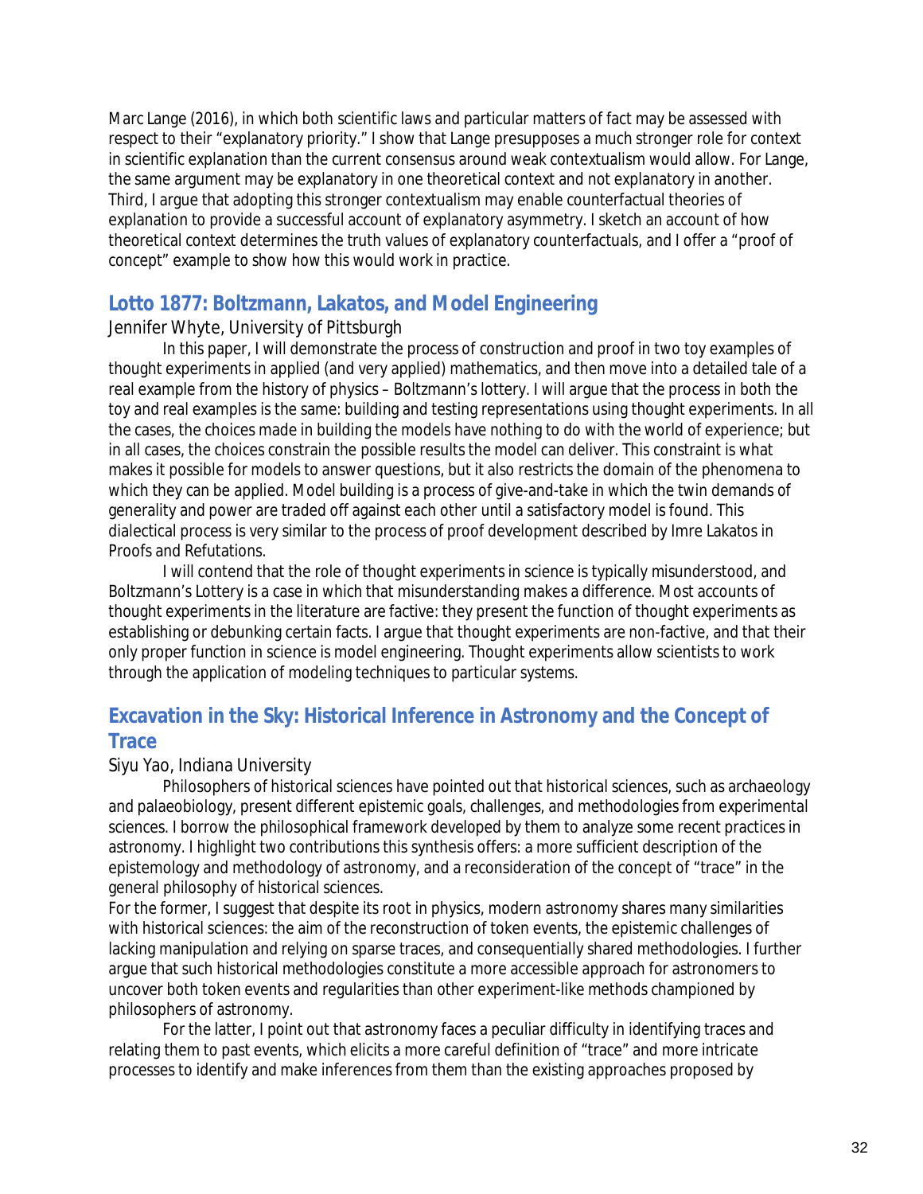Marc Lange (2016), in which both scientific laws and particular matters of fact may be assessed with respect to their "explanatory priority." I show that Lange presupposes a much stronger role for context in scientific explanation than the current consensus around weak contextualism would allow. For Lange, the same argument may be explanatory in one theoretical context and not explanatory in another. Third, I argue that adopting this stronger contextualism may enable counterfactual theories of explanation to provide a successful account of explanatory asymmetry. I sketch an account of how theoretical context determines the truth values of explanatory counterfactuals, and I offer a "proof of concept" example to show how this would work in practice.

## Lotto 1877: Boltzmann, Lakatos, and Model Engineering

Jennifer Whyte, University of Pittsburgh

In this paper, I will demonstrate the process of construction and proof in two toy examples of thought experiments in applied (and very applied) mathematics, and then move into a detailed tale of a real example from the history of physics – Boltzmann's lottery. I will argue that the process in both the toy and real examples is the same: building and testing representations using thought experiments. In all the cases, the choices made in building the models have nothing to do with the world of experience; but in all cases, the choices constrain the possible results the model can deliver. This constraint is what makes it possible for models to answer questions, but it also restricts the domain of the phenomena to which they can be applied. Model building is a process of give-and-take in which the twin demands of generality and power are traded off against each other until a satisfactory model is found. This dialectical process is very similar to the process of proof development described by Imre Lakatos in Proofs and Refutations.

I will contend that the role of thought experiments in science is typically misunderstood, and Boltzmann's Lottery is a case in which that misunderstanding makes a difference. Most accounts of thought experiments in the literature are factive: they present the function of thought experiments as establishing or debunking certain facts. I argue that thought experiments are non-factive, and that their only proper function in science is model engineering. Thought experiments allow scientists to work through the application of modeling techniques to particular systems.

## Excavation in the Sky: Historical Inference in Astronomy and the Concept of Trace

Siyu Yao, Indiana University

Philosophers of historical sciences have pointed out that historical sciences, such as archaeology and palaeobiology, present different epistemic goals, challenges, and methodologies from experimental sciences. I borrow the philosophical framework developed by them to analyze some recent practices in astronomy. I highlight two contributions this synthesis offers: a more sufficient description of the epistemology and methodology of astronomy, and a reconsideration of the concept of "trace" in the general philosophy of historical sciences.

For the former, I suggest that despite its root in physics, modern astronomy shares many similarities with historical sciences: the aim of the reconstruction of token events, the epistemic challenges of lacking manipulation and relying on sparse traces, and consequentially shared methodologies. I further argue that such historical methodologies constitute a more accessible approach for astronomers to uncover both token events and regularities than other experiment-like methods championed by philosophers of astronomy.

For the latter, I point out that astronomy faces a peculiar difficulty in identifying traces and relating them to past events, which elicits a more careful definition of "trace" and more intricate processes to identify and make inferences from them than the existing approaches proposed by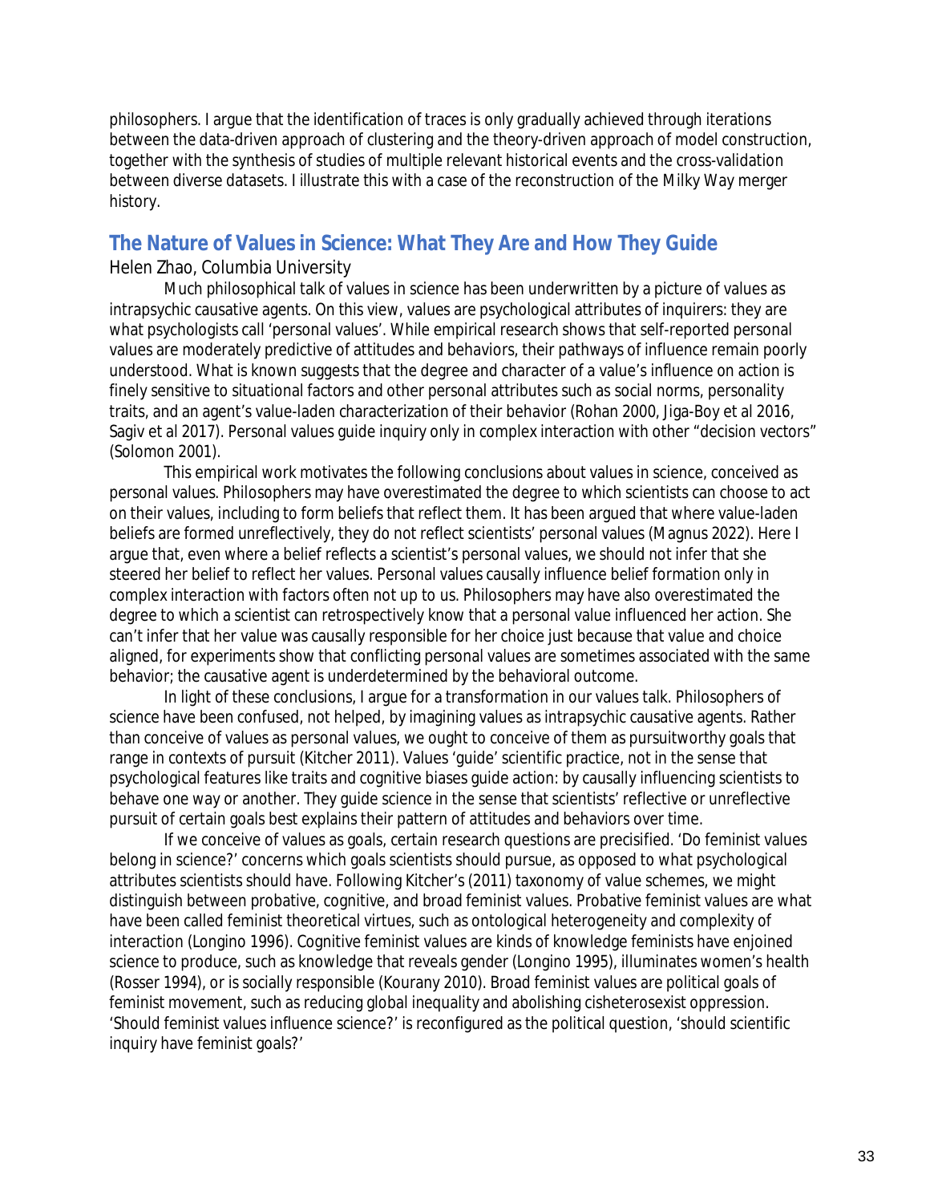philosophers. I argue that the identification of traces is only gradually achieved through iterations between the data-driven approach of clustering and the theory-driven approach of model construction, together with the synthesis of studies of multiple relevant historical events and the cross-validation between diverse datasets. I illustrate this with a case of the reconstruction of the Milky Way merger history.

## The Nature of Values in Science: What They Are and How They Guide

Helen Zhao, Columbia University

Much philosophical talk of values in science has been underwritten by a picture of values as intrapsychic causative agents. On this view, values are psychological attributes of inquirers: they are what psychologists call 'personal values'. While empirical research shows that self-reported personal values are moderately predictive of attitudes and behaviors, their pathways of influence remain poorly understood. What is known suggests that the degree and character of a value's influence on action is finely sensitive to situational factors and other personal attributes such as social norms, personality traits, and an agent's value-laden characterization of their behavior (Rohan 2000, Jiga-Boy et al 2016, Sagiv et al 2017). Personal values guide inquiry only in complex interaction with other "decision vectors" (Solomon 2001).

This empirical work motivates the following conclusions about values in science, conceived as personal values. Philosophers may have overestimated the degree to which scientists can choose to act on their values, including to form beliefs that reflect them. It has been argued that where value-laden beliefs are formed unreflectively, they do not reflect scientists' personal values (Magnus 2022). Here I argue that, even where a belief reflects a scientist's personal values, we should not infer that she steered her belief to reflect her values. Personal values causally influence belief formation only in complex interaction with factors often not up to us. Philosophers may have also overestimated the degree to which a scientist can retrospectively know that a personal value influenced her action. She can't infer that her value was causally responsible for her choice just because that value and choice aligned, for experiments show that conflicting personal values are sometimes associated with the same behavior; the causative agent is underdetermined by the behavioral outcome.

In light of these conclusions, I argue for a transformation in our values talk. Philosophers of science have been confused, not helped, by imagining values as intrapsychic causative agents. Rather than conceive of values as personal values, we ought to conceive of them as pursuitworthy goals that range in contexts of pursuit (Kitcher 2011). Values 'guide' scientific practice, not in the sense that psychological features like traits and cognitive biases guide action: by causally influencing scientists to behave one way or another. They guide science in the sense that scientists' reflective or unreflective pursuit of certain goals best explains their pattern of attitudes and behaviors over time.

If we conceive of values as goals, certain research questions are precisified. 'Do feminist values belong in science?' concerns which goals scientists should pursue, as opposed to what psychological attributes scientists should have. Following Kitcher's (2011) taxonomy of value schemes, we might distinguish between probative, cognitive, and broad feminist values. Probative feminist values are what have been called feminist theoretical virtues, such as ontological heterogeneity and complexity of interaction (Longino 1996). Cognitive feminist values are kinds of knowledge feminists have enjoined science to produce, such as knowledge that reveals gender (Longino 1995), illuminates women's health (Rosser 1994), or is socially responsible (Kourany 2010). Broad feminist values are political goals of feminist movement, such as reducing global inequality and abolishing cisheterosexist oppression. 'Should feminist values influence science?' is reconfigured as the political question, 'should scientific inquiry have feminist goals?'